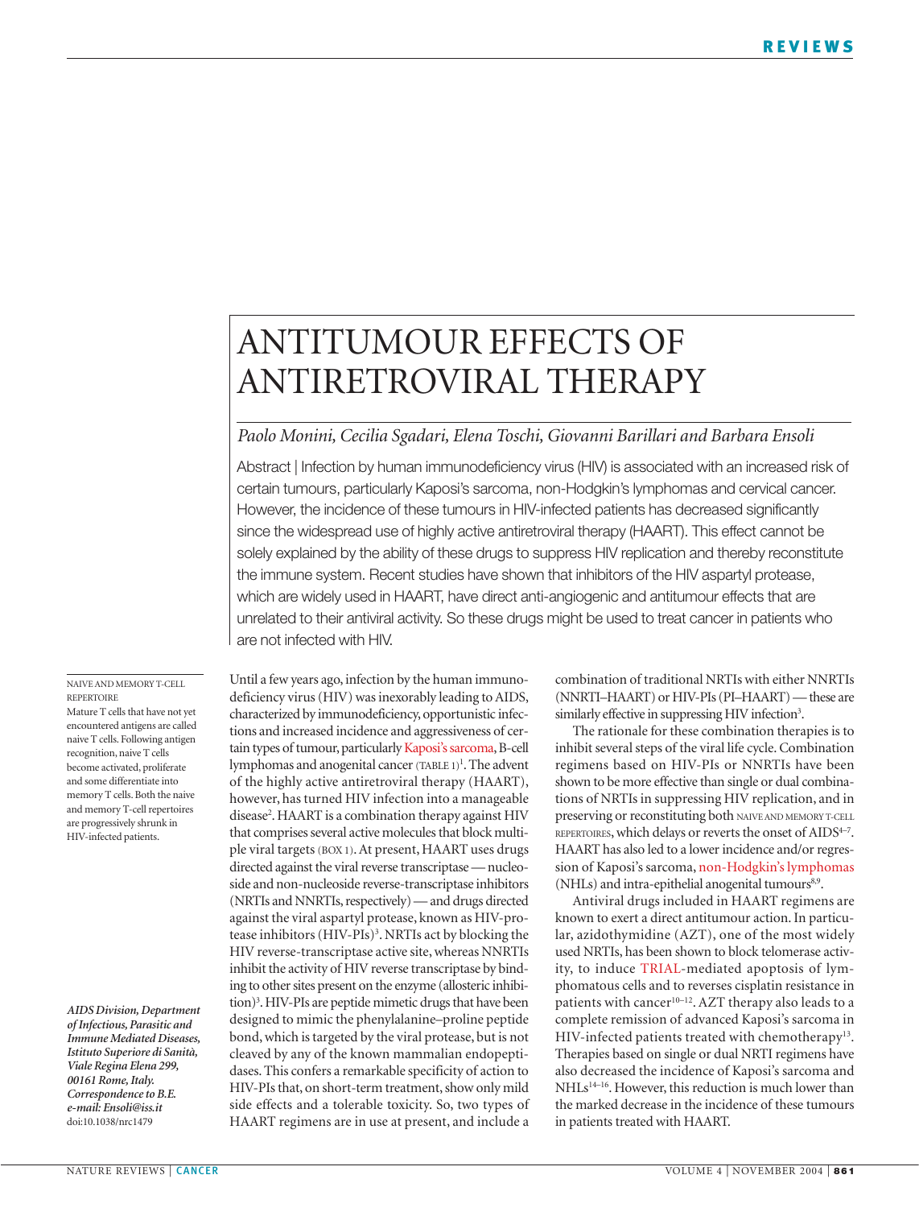# ANTITUMOUR EFFECTS OF ANTIRETROVIRAL THERAPY

*Paolo Monini, Cecilia Sgadari, Elena Toschi, Giovanni Barillari and Barbara Ensoli*

Abstract | Infection by human immunodeficiency virus (HIV) is associated with an increased risk of certain tumours, particularly Kaposi's sarcoma, non-Hodgkin's lymphomas and cervical cancer. However, the incidence of these tumours in HIV-infected patients has decreased significantly since the widespread use of highly active antiretroviral therapy (HAART). This effect cannot be solely explained by the ability of these drugs to suppress HIV replication and thereby reconstitute the immune system. Recent studies have shown that inhibitors of the HIV aspartyl protease, which are widely used in HAART, have direct anti-angiogenic and antitumour effects that are unrelated to their antiviral activity. So these drugs might be used to treat cancer in patients who are not infected with HIV.

NAIVE AND MEMORY T-CELL REPERTOIRE
Mature T cells that have not yet encountered antigens are called naive T cells. Following antigen recognition, naive T cells become activated, proliferate and some differentiate into memory T cells. Both the naive and memory T-cell repertoires are progressively shrunk in HIV-infected patients.

*AIDS Division, Department of Infectious, Parasitic and Immune Mediated Diseases, Istituto Superiore di Sanità, Viale Regina Elena 299, 00161 Rome, Italy.*
*Correspondence to B.E. e-mail: Ensoli@iss.it*
doi:10.1038/nrc1479

Until a few years ago, infection by the human immunodeficiency virus (HIV) was inexorably leading to AIDS, characterized by immunodeficiency, opportunistic infections and increased incidence and aggressiveness of certain types of tumour, particularly Kaposi's sarcoma, B-cell lymphomas and anogenital cancer (TABLE 1)[1]. The advent of the highly active antiretroviral therapy (HAART), however, has turned HIV infection into a manageable disease[2]. HAART is a combination therapy against HIV that comprises several active molecules that block multiple viral targets (BOX 1). At present, HAART uses drugs directed against the viral reverse transcriptase — nucleoside and non-nucleoside reverse-transcriptase inhibitors (NRTIs and NNRTIs, respectively) — and drugs directed against the viral aspartyl protease, known as HIV-protease inhibitors (HIV-PIs)[3]. NRTIs act by blocking the HIV reverse-transcriptase active site, whereas NNRTIs inhibit the activity of HIV reverse transcriptase by binding to other sites present on the enzyme (allosteric inhibition)[3]. HIV-PIs are peptide mimetic drugs that have been designed to mimic the phenylalanine–proline peptide bond, which is targeted by the viral protease, but is not cleaved by any of the known mammalian endopeptidases. This confers a remarkable specificity of action to HIV-PIs that, on short-term treatment, show only mild side effects and a tolerable toxicity. So, two types of HAART regimens are in use at present, and include a combination of traditional NRTIs with either NNRTIs (NNRTI–HAART) or HIV-PIs (PI–HAART) — these are similarly effective in suppressing HIV infection[3].

The rationale for these combination therapies is to inhibit several steps of the viral life cycle. Combination regimens based on HIV-PIs or NNRTIs have been shown to be more effective than single or dual combinations of NRTIs in suppressing HIV replication, and in preserving or reconstituting both NAIVE AND MEMORY T-CELL REPERTOIRES, which delays or reverts the onset of AIDS[4–7]. HAART has also led to a lower incidence and/or regression of Kaposi's sarcoma, non-Hodgkin's lymphomas (NHLs) and intra-epithelial anogenital tumours[8,9].

Antiviral drugs included in HAART regimens are known to exert a direct antitumour action. In particular, azidothymidine (AZT), one of the most widely used NRTIs, has been shown to block telomerase activity, to induce TRIAL-mediated apoptosis of lymphomatous cells and to reverses cisplatin resistance in patients with cancer[10–12]. AZT therapy also leads to a complete remission of advanced Kaposi's sarcoma in HIV-infected patients treated with chemotherapy[13]. Therapies based on single or dual NRTI regimens have also decreased the incidence of Kaposi's sarcoma and NHLs[14–16]. However, this reduction is much lower than the marked decrease in the incidence of these tumours in patients treated with HAART.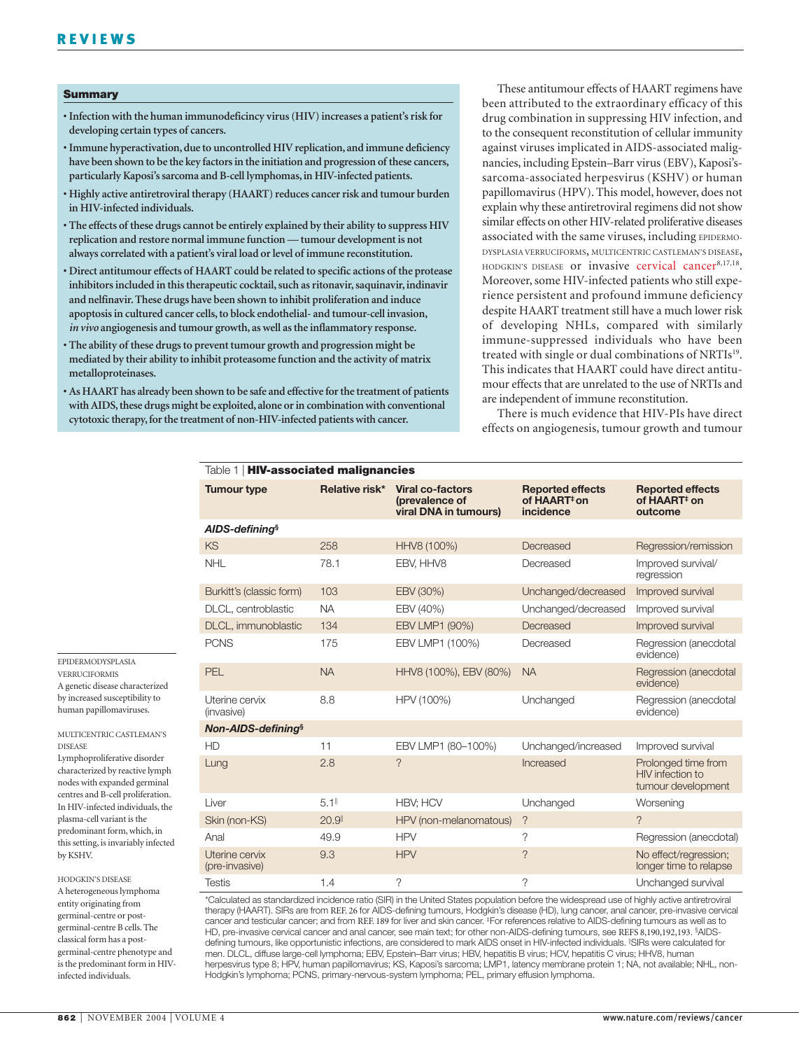### Summary

- Infection with the human immunodeficiency virus (HIV) increases a patient's risk for developing certain types of cancers.
- Immune hyperactivation, due to uncontrolled HIV replication, and immune deficiency have been shown to be the key factors in the initiation and progression of these cancers, particularly Kaposi's sarcoma and B-cell lymphomas, in HIV-infected patients.
- Highly active antiretroviral therapy (HAART) reduces cancer risk and tumour burden in HIV-infected individuals.
- The effects of these drugs cannot be entirely explained by their ability to suppress HIV replication and restore normal immune function — tumour development is not always correlated with a patient's viral load or level of immune reconstitution.
- Direct antitumour effects of HAART could be related to specific actions of the protease inhibitors included in this therapeutic cocktail, such as ritonavir, saquinavir, indinavir and nelfinavir. These drugs have been shown to inhibit proliferation and induce apoptosis in cultured cancer cells, to block endothelial- and tumour-cell invasion, *in vivo* angiogenesis and tumour growth, as well as the inflammatory response.
- The ability of these drugs to prevent tumour growth and progression might be mediated by their ability to inhibit proteasome function and the activity of matrix metalloproteinases.
- As HAART has already been shown to be safe and effective for the treatment of patients with AIDS, these drugs might be exploited, alone or in combination with conventional cytotoxic therapy, for the treatment of non-HIV-infected patients with cancer.

These antitumour effects of HAART regimens have been attributed to the extraordinary efficacy of this drug combination in suppressing HIV infection, and to the consequent reconstitution of cellular immunity against viruses implicated in AIDS-associated malignancies, including Epstein–Barr virus (EBV), Kaposi's-sarcoma-associated herpesvirus (KSHV) or human papillomavirus (HPV). This model, however, does not explain why these antiretroviral regimens did not show similar effects on other HIV-related proliferative diseases associated with the same viruses, including EPIDERMODYSPLASIA VERRUCIFORMIS, MULTICENTRIC CASTLEMAN'S DISEASE, HODGKIN'S DISEASE or invasive cervical cancer[8,17,18]. Moreover, some HIV-infected patients who still experience persistent and profound immune deficiency despite HAART treatment still have a much lower risk of developing NHLs, compared with similarly immune-suppressed individuals who have been treated with single or dual combinations of NRTIs[19]. This indicates that HAART could have direct antitumour effects that are unrelated to the use of NRTIs and are independent of immune reconstitution.

There is much evidence that HIV-PIs have direct effects on angiogenesis, tumour growth and tumour

EPIDERMODYSPLASIA VERRUCIFORMIS
A genetic disease characterized by increased susceptibility to human papillomaviruses.

MULTICENTRIC CASTLEMAN'S DISEASE
Lymphoproliferative disorder characterized by reactive lymph nodes with expanded germinal centres and B-cell proliferation. In HIV-infected individuals, the plasma-cell variant is the predominant form, which, in this setting, is invariably infected by KSHV.

HODGKIN'S DISEASE
A heterogeneous lymphoma entity originating from germinal-centre or post-germinal-centre B cells. The classical form has a post-germinal-centre phenotype and is the predominant form in HIV-infected individuals.

Table 1 | **HIV-associated malignancies**

| Tumour type | Relative risk* | Viral co-factors (prevalence of viral DNA in tumours) | Reported effects of HAART‡ on incidence | Reported effects of HAART‡ on outcome |
|---|---|---|---|---|
| ***AIDS-defining§*** | | | | |
| KS | 258 | HHV8 (100%) | Decreased | Regression/remission |
| NHL | 78.1 | EBV, HHV8 | Decreased | Improved survival/ regression |
| Burkitt's (classic form) | 103 | EBV (30%) | Unchanged/decreased | Improved survival |
| DLCL, centroblastic | NA | EBV (40%) | Unchanged/decreased | Improved survival |
| DLCL, immunoblastic | 134 | EBV LMP1 (90%) | Decreased | Improved survival |
| PCNS | 175 | EBV LMP1 (100%) | Decreased | Regression (anecdotal evidence) |
| PEL | NA | HHV8 (100%), EBV (80%) | NA | Regression (anecdotal evidence) |
| Uterine cervix (invasive) | 8.8 | HPV (100%) | Unchanged | Regression (anecdotal evidence) |
| ***Non-AIDS-defining§*** | | | | |
| HD | 11 | EBV LMP1 (80–100%) | Unchanged/increased | Improved survival |
| Lung | 2.8 | ? | Increased | Prolonged time from HIV infection to tumour development |
| Liver | 5.1‖ | HBV; HCV | Unchanged | Worsening |
| Skin (non-KS) | 20.9‖ | HPV (non-melanomatous) | ? | ? |
| Anal | 49.9 | HPV | ? | Regression (anecdotal) |
| Uterine cervix (pre-invasive) | 9.3 | HPV | ? | No effect/regression; longer time to relapse |
| Testis | 1.4 | ? | ? | Unchanged survival |

*Calculated as standardized incidence ratio (SIR) in the United States population before the widespread use of highly active antiretroviral therapy (HAART). SIRs are from REF. 26 for AIDS-defining tumours, Hodgkin's disease (HD), lung cancer, anal cancer, pre-invasive cervical cancer and testicular cancer; and from REF. 189 for liver and skin cancer. ‡For references relative to AIDS-defining tumours as well as to HD, pre-invasive cervical cancer and anal cancer, see main text; for other non-AIDS-defining tumours, see REFS 8,190,192,193. §AIDS-defining tumours, like opportunistic infections, are considered to mark AIDS onset in HIV-infected individuals. ‖SIRs were calculated for men. DLCL, diffuse large-cell lymphoma; EBV, Epstein–Barr virus; HBV, hepatitis B virus; HCV, hepatitis C virus; HHV8, human herpesvirus type 8; HPV, human papillomavirus; KS, Kaposi's sarcoma; LMP1, latency membrane protein 1; NA, not available; NHL, non-Hodgkin's lymphoma; PCNS, primary-nervous-system lymphoma; PEL, primary effusion lymphoma.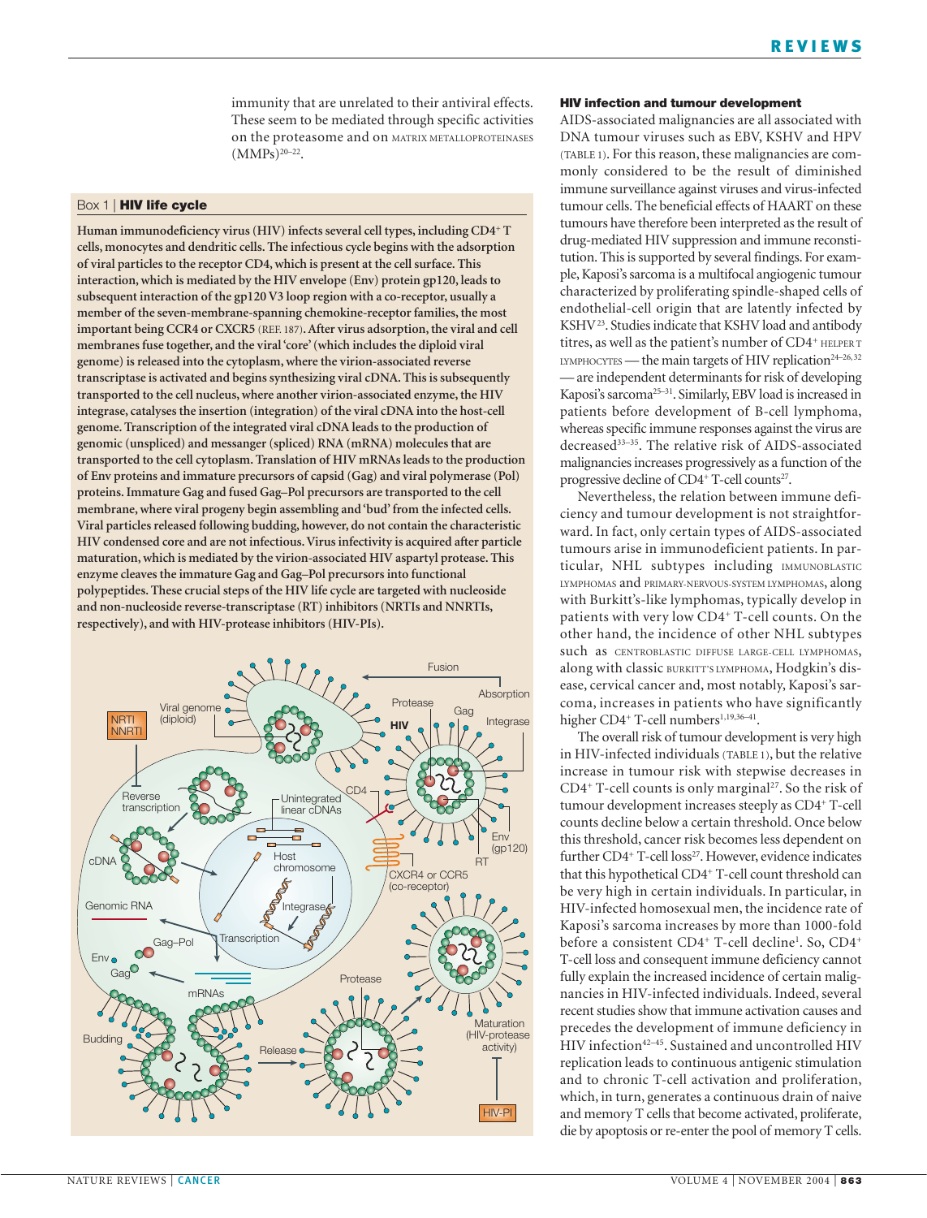immunity that are unrelated to their antiviral effects. These seem to be mediated through specific activities on the proteasome and on MATRIX METALLOPROTEINASES (MMPs)[20–22].

### Box 1 | HIV life cycle

**Human immunodeficiency virus (HIV) infects several cell types, including CD4+ T cells, monocytes and dendritic cells. The infectious cycle begins with the adsorption of viral particles to the receptor CD4, which is present at the cell surface. This interaction, which is mediated by the HIV envelope (Env) protein gp120, leads to subsequent interaction of the gp120 V3 loop region with a co-receptor, usually a member of the seven-membrane-spanning chemokine-receptor families, the most important being CCR4 or CXCR5 (REF. 187). After virus adsorption, the viral and cell membranes fuse together, and the viral 'core' (which includes the diploid viral genome) is released into the cytoplasm, where the virion-associated reverse transcriptase is activated and begins synthesizing viral cDNA. This is subsequently transported to the cell nucleus, where another virion-associated enzyme, the HIV integrase, catalyses the insertion (integration) of the viral cDNA into the host-cell genome. Transcription of the integrated viral cDNA leads to the production of genomic (unspliced) and messanger (spliced) RNA (mRNA) molecules that are transported to the cell cytoplasm. Translation of HIV mRNAs leads to the production of Env proteins and immature precursors of capsid (Gag) and viral polymerase (Pol) proteins. Immature Gag and fused Gag–Pol precursors are transported to the cell membrane, where viral progeny begin assembling and 'bud' from the infected cells. Viral particles released following budding, however, do not contain the characteristic HIV condensed core and are not infectious. Virus infectivity is acquired after particle maturation, which is mediated by the virion-associated HIV aspartyl protease. This enzyme cleaves the immature Gag and Gag–Pol precursors into functional polypeptides. These crucial steps of the HIV life cycle are targeted with nucleoside and non-nucleoside reverse-transcriptase (RT) inhibitors (NRTIs and NNRTIs, respectively), and with HIV-protease inhibitors (HIV-PIs).**

Fusion
Absorption
Protease
Gag
HIV
Integrase
Viral genome (diploid)
NRTI NNRTI
Reverse transcription
Unintegrated linear cDNAs
CD4
cDNA
Host chromosome
Env (gp120)
RT
CXCR4 or CCR5 (co-receptor)
Genomic RNA
Integrase
Gag–Pol
Transcription
Env
Gag
mRNAs
Protease
Budding
Release
Maturation (HIV-protease activity)
HIV-PI

## HIV infection and tumour development

AIDS-associated malignancies are all associated with DNA tumour viruses such as EBV, KSHV and HPV (TABLE 1). For this reason, these malignancies are commonly considered to be the result of diminished immune surveillance against viruses and virus-infected tumour cells. The beneficial effects of HAART on these tumours have therefore been interpreted as the result of drug-mediated HIV suppression and immune reconstitution. This is supported by several findings. For example, Kaposi's sarcoma is a multifocal angiogenic tumour characterized by proliferating spindle-shaped cells of endothelial-cell origin that are latently infected by KSHV[23]. Studies indicate that KSHV load and antibody titres, as well as the patient's number of CD4+ HELPER T LYMPHOCYTES — the main targets of HIV replication[24–26,32] — are independent determinants for risk of developing Kaposi's sarcoma[25–31]. Similarly, EBV load is increased in patients before development of B-cell lymphoma, whereas specific immune responses against the virus are decreased[33–35]. The relative risk of AIDS-associated malignancies increases progressively as a function of the progressive decline of CD4+ T-cell counts[27].

Nevertheless, the relation between immune deficiency and tumour development is not straightforward. In fact, only certain types of AIDS-associated tumours arise in immunodeficient patients. In particular, NHL subtypes including IMMUNOBLASTIC LYMPHOMAS and PRIMARY-NERVOUS-SYSTEM LYMPHOMAS, along with Burkitt's-like lymphomas, typically develop in patients with very low CD4+ T-cell counts. On the other hand, the incidence of other NHL subtypes such as CENTROBLASTIC DIFFUSE LARGE-CELL LYMPHOMAS, along with classic BURKITT'S LYMPHOMA, Hodgkin's disease, cervical cancer and, most notably, Kaposi's sarcoma, increases in patients who have significantly higher CD4+ T-cell numbers[1,19,36–41].

The overall risk of tumour development is very high in HIV-infected individuals (TABLE 1), but the relative increase in tumour risk with stepwise decreases in CD4+ T-cell counts is only marginal[27]. So the risk of tumour development increases steeply as CD4+ T-cell counts decline below a certain threshold. Once below this threshold, cancer risk becomes less dependent on further CD4+ T-cell loss[27]. However, evidence indicates that this hypothetical CD4+ T-cell count threshold can be very high in certain individuals. In particular, in HIV-infected homosexual men, the incidence rate of Kaposi's sarcoma increases by more than 1000-fold before a consistent CD4+ T-cell decline[1]. So, CD4+ T-cell loss and consequent immune deficiency cannot fully explain the increased incidence of certain malignancies in HIV-infected individuals. Indeed, several recent studies show that immune activation causes and precedes the development of immune deficiency in HIV infection[42–45]. Sustained and uncontrolled HIV replication leads to continuous antigenic stimulation and to chronic T-cell activation and proliferation, which, in turn, generates a continuous drain of naive and memory T cells that become activated, proliferate, die by apoptosis or re-enter the pool of memory T cells.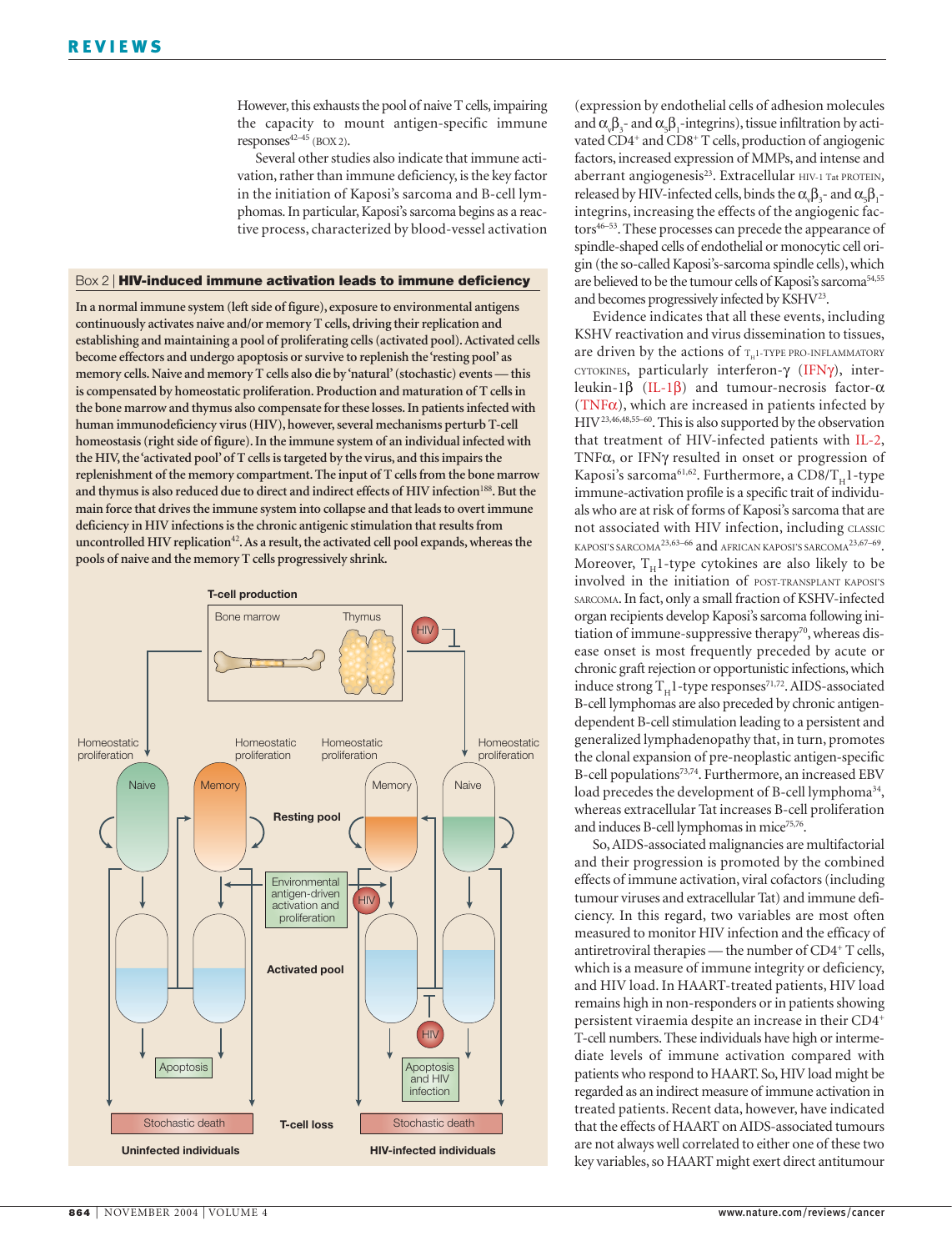However, this exhausts the pool of naive T cells, impairing the capacity to mount antigen-specific immune responses[42–45] (BOX 2).

Several other studies also indicate that immune activation, rather than immune deficiency, is the key factor in the initiation of Kaposi's sarcoma and B-cell lymphomas. In particular, Kaposi's sarcoma begins as a reactive process, characterized by blood-vessel activation (expression by endothelial cells of adhesion molecules and $\alpha_v\beta_3$- and $\alpha_5\beta_1$-integrins), tissue infiltration by activated $CD4^+$ and $CD8^+$ T cells, production of angiogenic factors, increased expression of MMPs, and intense and aberrant angiogenesis[23]. Extracellular HIV-1 TAT PROTEIN, released by HIV-infected cells, binds the $\alpha_v\beta_3$- and $\alpha_5\beta_1$-integrins, increasing the effects of the angiogenic factors[46–53]. These processes can precede the appearance of spindle-shaped cells of endothelial or monocytic cell origin (the so-called Kaposi's-sarcoma spindle cells), which are believed to be the tumour cells of Kaposi's sarcoma[54,55] and becomes progressively infected by KSHV[23].

Evidence indicates that all these events, including KSHV reactivation and virus dissemination to tissues, are driven by the actions of $T_H$1-TYPE PRO-INFLAMMATORY CYTOKINES, particularly interferon-γ (IFNγ), interleukin-1β (IL-1β) and tumour-necrosis factor-α (TNFα), which are increased in patients infected by HIV[23,46,48,55–60]. This is also supported by the observation that treatment of HIV-infected patients with IL-2, TNFα, or IFNγ resulted in onset or progression of Kaposi's sarcoma[61,62]. Furthermore, a $CD8/T_H$1-type immune-activation profile is a specific trait of individuals who are at risk of forms of Kaposi's sarcoma that are not associated with HIV infection, including CLASSIC KAPOSI'S SARCOMA[23,63–66] and AFRICAN KAPOSI'S SARCOMA[23,67–69]. Moreover, $T_H$1-type cytokines are also likely to be involved in the initiation of POST-TRANSPLANT KAPOSI'S SARCOMA. In fact, only a small fraction of KSHV-infected organ recipients develop Kaposi's sarcoma following initiation of immune-suppressive therapy[70], whereas disease onset is most frequently preceded by acute or chronic graft rejection or opportunistic infections, which induce strong $T_H$1-type responses[71,72]. AIDS-associated B-cell lymphomas are also preceded by chronic antigen-dependent B-cell stimulation leading to a persistent and generalized lymphadenopathy that, in turn, promotes the clonal expansion of pre-neoplastic antigen-specific B-cell populations[73,74]. Furthermore, an increased EBV load precedes the development of B-cell lymphoma[34], whereas extracellular Tat increases B-cell proliferation and induces B-cell lymphomas in mice[75,76].

So, AIDS-associated malignancies are multifactorial and their progression is promoted by the combined effects of immune activation, viral cofactors (including tumour viruses and extracellular Tat) and immune deficiency. In this regard, two variables are most often measured to monitor HIV infection and the efficacy of antiretroviral therapies — the number of $CD4^+$ T cells, which is a measure of immune integrity or deficiency, and HIV load. In HAART-treated patients, HIV load remains high in non-responders or in patients showing persistent viraemia despite an increase in their $CD4^+$ T-cell numbers. These individuals have high or intermediate levels of immune activation compared with patients who respond to HAART. So, HIV load might be regarded as an indirect measure of immune activation in treated patients. Recent data, however, have indicated that the effects of HAART on AIDS-associated tumours are not always well correlated to either one of these two key variables, so HAART might exert direct antitumour

## Box 2 | HIV-induced immune activation leads to immune deficiency

**In a normal immune system (left side of figure), exposure to environmental antigens continuously activates naive and/or memory T cells, driving their replication and establishing and maintaining a pool of proliferating cells (activated pool). Activated cells become effectors and undergo apoptosis or survive to replenish the 'resting pool' as memory cells. Naive and memory T cells also die by 'natural' (stochastic) events — this is compensated by homeostatic proliferation. Production and maturation of T cells in the bone marrow and thymus also compensate for these losses. In patients infected with human immunodeficiency virus (HIV), however, several mechanisms perturb T-cell homeostasis (right side of figure). In the immune system of an individual infected with the HIV, the 'activated pool' of T cells is targeted by the virus, and this impairs the replenishment of the memory compartment. The input of T cells from the bone marrow and thymus is also reduced due to direct and indirect effects of HIV infection[188]. But the main force that drives the immune system into collapse and that leads to overt immune deficiency in HIV infections is the chronic antigenic stimulation that results from uncontrolled HIV replication[42]. As a result, the activated cell pool expands, whereas the pools of naive and the memory T cells progressively shrink.**

T-cell production
Bone marrow
Thymus
HIV
Homeostatic proliferation
Homeostatic proliferation
Homeostatic proliferation
Homeostatic proliferation
Naive
Memory
Memory
Naive
Resting pool
Environmental antigen-driven activation and proliferation
HIV
Activated pool
HIV
Apoptosis
Apoptosis and HIV infection
Stochastic death
T-cell loss
Stochastic death
Uninfected individuals
HIV-infected individuals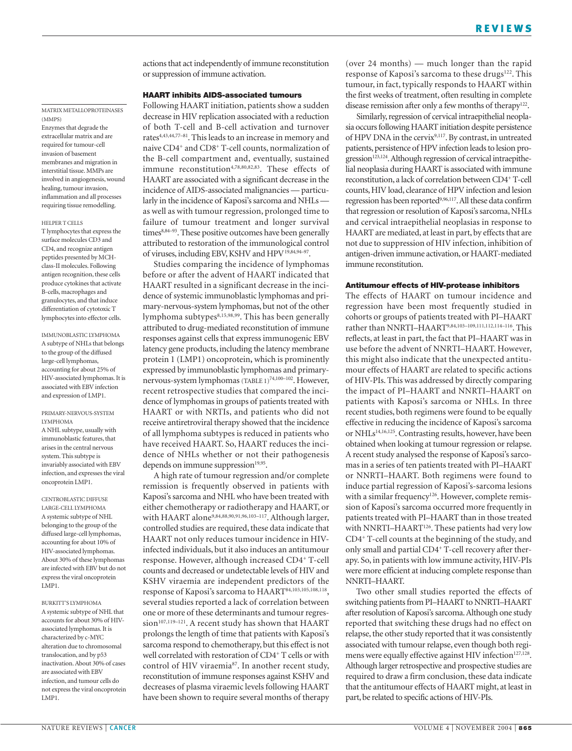actions that act independently of immune reconstitution or suppression of immune activation.

## HAART inhibits AIDS-associated tumours

Following HAART initiation, patients show a sudden decrease in HIV replication associated with a reduction of both T-cell and B-cell activation and turnover rates[4,43,44,77–81]. This leads to an increase in memory and naive $CD4^+$ and $CD8^+$ T-cell counts, normalization of the B-cell compartment and, eventually, sustained immune reconstitution[4,78,80,82,83]. These effects of HAART are associated with a significant decrease in the incidence of AIDS-associated malignancies — particularly in the incidence of Kaposi's sarcoma and NHLs — as well as with tumour regression, prolonged time to failure of tumour treatment and longer survival times[8,84–93]. These positive outcomes have been generally attributed to restoration of the immunological control of viruses, including EBV, KSHV and HPV[19,84,94–97].

Studies comparing the incidence of lymphomas before or after the advent of HAART indicated that HAART resulted in a significant decrease in the incidence of systemic immunoblastic lymphomas and primary-nervous-system lymphomas, but not of the other lymphoma subtypes[8,15,98,99]. This has been generally attributed to drug-mediated reconstitution of immune responses against cells that express immunogenic EBV latency gene products, including the latency membrane protein 1 (LMP1) oncoprotein, which is prominently expressed by immunoblastic lymphomas and primary-nervous-system lymphomas (TABLE 1)[74,100–102]. However, recent retrospective studies that compared the incidence of lymphomas in groups of patients treated with HAART or with NRTIs, and patients who did not receive antiretroviral therapy showed that the incidence of all lymphoma subtypes is reduced in patients who have received HAART. So, HAART reduces the incidence of NHLs whether or not their pathogenesis depends on immune suppression[19,95].

A high rate of tumour regression and/or complete remission is frequently observed in patients with Kaposi's sarcoma and NHL who have been treated with either chemotherapy or radiotherapy and HAART, or with HAART alone[9,84,88,90,91,96,103–117]. Although larger, controlled studies are required, these data indicate that HAART not only reduces tumour incidence in HIV-infected individuals, but it also induces an antitumour response. However, although increased $CD4^+$ T-cell counts and decreased or undetectable levels of HIV and KSHV viraemia are independent predictors of the response of Kaposi's sarcoma to HAART[84,103,105,108,118], several studies reported a lack of correlation between one or more of these determinants and tumour regression[107,119–121]. A recent study has shown that HAART prolongs the length of time that patients with Kaposi's sarcoma respond to chemotherapy, but this effect is not well correlated with restoration of $CD4^+$ T cells or with control of HIV viraemia[87]. In another recent study, reconstitution of immune responses against KSHV and decreases of plasma viraemic levels following HAART have been shown to require several months of therapy (over 24 months) — much longer than the rapid response of Kaposi's sarcoma to these drugs[122]. This tumour, in fact, typically responds to HAART within the first weeks of treatment, often resulting in complete disease remission after only a few months of therapy[122].

Similarly, regression of cervical intraepithelial neoplasia occurs following HAART initiation despite persistence of HPV DNA in the cervix[9,117]. By contrast, in untreated patients, persistence of HPV infection leads to lesion progression[123,124]. Although regression of cervical intraepithelial neoplasia during HAART is associated with immune reconstitution, a lack of correlation between $CD4^+$ T-cell counts, HIV load, clearance of HPV infection and lesion regression has been reported[9,96,117]. All these data confirm that regression or resolution of Kaposi's sarcoma, NHLs and cervical intraepithelial neoplasias in response to HAART are mediated, at least in part, by effects that are not due to suppression of HIV infection, inhibition of antigen-driven immune activation, or HAART-mediated immune reconstitution.

## Antitumour effects of HIV-protease inhibitors

The effects of HAART on tumour incidence and regression have been most frequently studied in cohorts or groups of patients treated with PI–HAART rather than NNRTI–HAART[9,84,103–109,111,112,114–116]. This reflects, at least in part, the fact that PI–HAART was in use before the advent of NNRTI–HAART. However, this might also indicate that the unexpected antitumour effects of HAART are related to specific actions of HIV-PIs. This was addressed by directly comparing the impact of PI–HAART and NNRTI–HAART on patients with Kaposi's sarcoma or NHLs. In three recent studies, both regimens were found to be equally effective in reducing the incidence of Kaposi's sarcoma or NHLs[14,16,125]. Contrasting results, however, have been obtained when looking at tumour regression or relapse. A recent study analysed the response of Kaposi's sarcomas in a series of ten patients treated with PI–HAART or NNRTI–HAART. Both regimens were found to induce partial regression of Kaposi's-sarcoma lesions with a similar frequency[126]. However, complete remission of Kaposi's sarcoma occurred more frequently in patients treated with PI–HAART than in those treated with NNRTI–HAART[126]. These patients had very low $CD4^+$ T-cell counts at the beginning of the study, and only small and partial $CD4^+$ T-cell recovery after therapy. So, in patients with low immune activity, HIV-PIs were more efficient at inducing complete response than NNRTI–HAART.

Two other small studies reported the effects of switching patients from PI–HAART to NNRTI–HAART after resolution of Kaposi's sarcoma. Although one study reported that switching these drugs had no effect on relapse, the other study reported that it was consistently associated with tumour relapse, even though both regimens were equally effective against HIV infection[127,128]. Although larger retrospective and prospective studies are required to draw a firm conclusion, these data indicate that the antitumour effects of HAART might, at least in part, be related to specific actions of HIV-PIs.

---

MATRIX METALLOPROTEINASES (MMPS)
Enzymes that degrade the extracellular matrix and are required for tumour-cell invasion of basement membranes and migration in interstitial tissue. MMPs are involved in angiogenesis, wound healing, tumour invasion, inflammation and all processes requiring tissue remodelling.

HELPER T CELLS
T lymphocytes that express the surface molecules CD3 and CD4, and recognize antigen peptides presented by MCH-class-II molecules. Following antigen recognition, these cells produce cytokines that activate B-cells, macrophages and granulocytes, and that induce differentiation of cytotoxic T lymphocytes into effector cells.

IMMUNOBLASTIC LYMPHOMA
A subtype of NHLs that belongs to the group of the diffused large-cell lymphomas, accounting for about 25% of HIV-associated lymphomas. It is associated with EBV infection and expression of LMP1.

PRIMARY-NERVOUS-SYSTEM LYMPHOMA
A NHL subtype, usually with immunoblastic features, that arises in the central nervous system. This subtype is invariably associated with EBV infection, and expresses the viral oncoprotein LMP1.

CENTROBLASTIC DIFFUSE LARGE-CELL LYMPHOMA
A systemic subtype of NHL belonging to the group of the diffused large-cell lymphomas, accounting for about 10% of HIV-associated lymphomas. About 30% of these lymphomas are infected with EBV but do not express the viral oncoprotein LMP1.

BURKITT'S LYMPHOMA
A systemic subtype of NHL that accounts for about 30% of HIV-associated lymphomas. It is characterized by c-MYC alteration due to chromosomal translocation, and by p53 inactivation. About 30% of cases are associated with EBV infection, and tumour cells do not express the viral oncoprotein LMP1.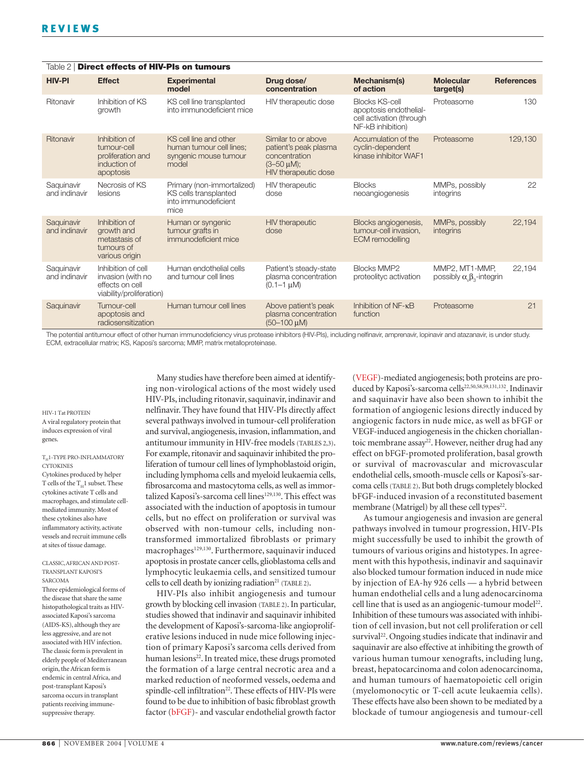Table 2 | **Direct effects of HIV-PIs on tumours**

| HIV-PI | Effect | Experimental model | Drug dose/ concentration | Mechanism(s) of action | Molecular target(s) | References |
|---|---|---|---|---|---|---|
| Ritonavir | Inhibition of KS growth | KS cell line transplanted into immunodeficient mice | HIV therapeutic dose | Blocks KS-cell apoptosis endothelial-cell activation (through NF-kB inhibition) | Proteasome | 130 |
| Ritonavir | Inhibition of tumour-cell proliferation and induction of apoptosis | KS cell line and other human tumour cell lines; syngenic mouse tumour model | Similar to or above patient's peak plasma concentration (3–50 μM); HIV therapeutic dose | Accumulation of the cyclin-dependent kinase inhibitor WAF1 | Proteasome | 129,130 |
| Saquinavir and indinavir | Necrosis of KS lesions | Primary (non-immortalized) KS cells transplanted into immunodeficient mice | HIV therapeutic dose | Blocks neoangiogenesis | MMPs, possibly integrins | 22 |
| Saquinavir and indinavir | Inhibition of growth and metastasis of tumours of various origin | Human or syngenic tumour grafts in immunodeficient mice | HIV therapeutic dose | Blocks angiogenesis, tumour-cell invasion, ECM remodelling | MMPs, possibly integrins | 22,194 |
| Saquinavir and indinavir | Inhibition of cell invasion (with no effects on cell viability/proliferation) | Human endothelial cells and tumour cell lines | Patient's steady-state plasma concentration (0.1–1 μM) | Blocks MMP2 proteolityc activation | MMP2, MT1-MMP, possibly $\alpha_v\beta_3$-integrin | 22,194 |
| Saquinavir | Tumour-cell apoptosis and radiosensitization | Human tumour cell lines | Above patient's peak plasma concentration (50–100 μM) | Inhibition of NF-κB function | Proteasome | 21 |

The potential antitumour effect of other human immunodeficiency virus protease inhibitors (HIV-PIs), including nelfinavir, amprenavir, lopinavir and atazanavir, is under study. ECM, extracellular matrix; KS, Kaposi's sarcoma; MMP, matrix metalloproteinase.

HIV-1 Tat PROTEIN
A viral regulatory protein that induces expression of viral genes.

$T_H1$-TYPE PRO-INFLAMMATORY CYTOKINES
Cytokines produced by helper T cells of the $T_H1$ subset. These cytokines activate T cells and macrophages, and stimulate cell-mediated immunity. Most of these cytokines also have inflammatory activity, activate vessels and recruit immune cells at sites of tissue damage.

CLASSIC, AFRICAN AND POST-TRANSPLANT KAPOSI'S SARCOMA
Three epidemiological forms of the disease that share the same histopathological traits as HIV-associated Kaposi's sarcoma (AIDS-KS), although they are less aggressive, and are not associated with HIV infection. The classic form is prevalent in elderly people of Mediterranean origin, the African form is endemic in central Africa, and post-transplant Kaposi's sarcoma occurs in transplant patients receiving immune-suppressive therapy.

Many studies have therefore been aimed at identifying non-virological actions of the most widely used HIV-PIs, including ritonavir, saquinavir, indinavir and nelfinavir. They have found that HIV-PIs directly affect several pathways involved in tumour-cell proliferation and survival, angiogenesis, invasion, inflammation, and antitumour immunity in HIV-free models (TABLES 2,3). For example, ritonavir and saquinavir inhibited the proliferation of tumour cell lines of lymphoblastoid origin, including lymphoma cells and myeloid leukaemia cells, fibrosarcoma and mastocytoma cells, as well as immortalized Kaposi's-sarcoma cell lines[129,130]. This effect was associated with the induction of apoptosis in tumour cells, but no effect on proliferation or survival was observed with non-tumour cells, including non-transformed immortalized fibroblasts or primary macrophages[129,130]. Furthermore, saquinavir induced apoptosis in prostate cancer cells, glioblastoma cells and lymphocytic leukaemia cells, and sensitized tumour cells to cell death by ionizing radiation[21] (TABLE 2).

HIV-PIs also inhibit angiogenesis and tumour growth by blocking cell invasion (TABLE 2). In particular, studies showed that indinavir and saquinavir inhibited the development of Kaposi's-sarcoma-like angioproliferative lesions induced in nude mice following injection of primary Kaposi's sarcoma cells derived from human lesions[22]. In treated mice, these drugs promoted the formation of a large central necrotic area and a marked reduction of neoformed vessels, oedema and spindle-cell infiltration[22]. These effects of HIV-PIs were found to be due to inhibition of basic fibroblast growth factor (bFGF)- and vascular endothelial growth factor (VEGF)-mediated angiogenesis; both proteins are produced by Kaposi's-sarcoma cells[22,50,58,59,131,132]. Indinavir and saquinavir have also been shown to inhibit the formation of angiogenic lesions directly induced by angiogenic factors in nude mice, as well as bFGF or VEGF-induced angiogenesis in the chicken chorioallantoic membrane assay[22]. However, neither drug had any effect on bFGF-promoted proliferation, basal growth or survival of macrovascular and microvascular endothelial cells, smooth-muscle cells or Kaposi's-sarcoma cells (TABLE 2). But both drugs completely blocked bFGF-induced invasion of a reconstituted basement membrane (Matrigel) by all these cell types[22].

As tumour angiogenesis and invasion are general pathways involved in tumour progression, HIV-PIs might successfully be used to inhibit the growth of tumours of various origins and histotypes. In agreement with this hypothesis, indinavir and saquinavir also blocked tumour formation induced in nude mice by injection of EA-hy 926 cells — a hybrid between human endothelial cells and a lung adenocarcinoma cell line that is used as an angiogenic-tumour model[22]. Inhibition of these tumours was associated with inhibition of cell invasion, but not cell proliferation or cell survival[22]. Ongoing studies indicate that indinavir and saquinavir are also effective at inhibiting the growth of various human tumour xenografts, including lung, breast, hepatocarcinoma and colon adenocarcinoma, and human tumours of haematopoietic cell origin (myelomonocytic or T-cell acute leukaemia cells). These effects have also been shown to be mediated by a blockade of tumour angiogenesis and tumour-cell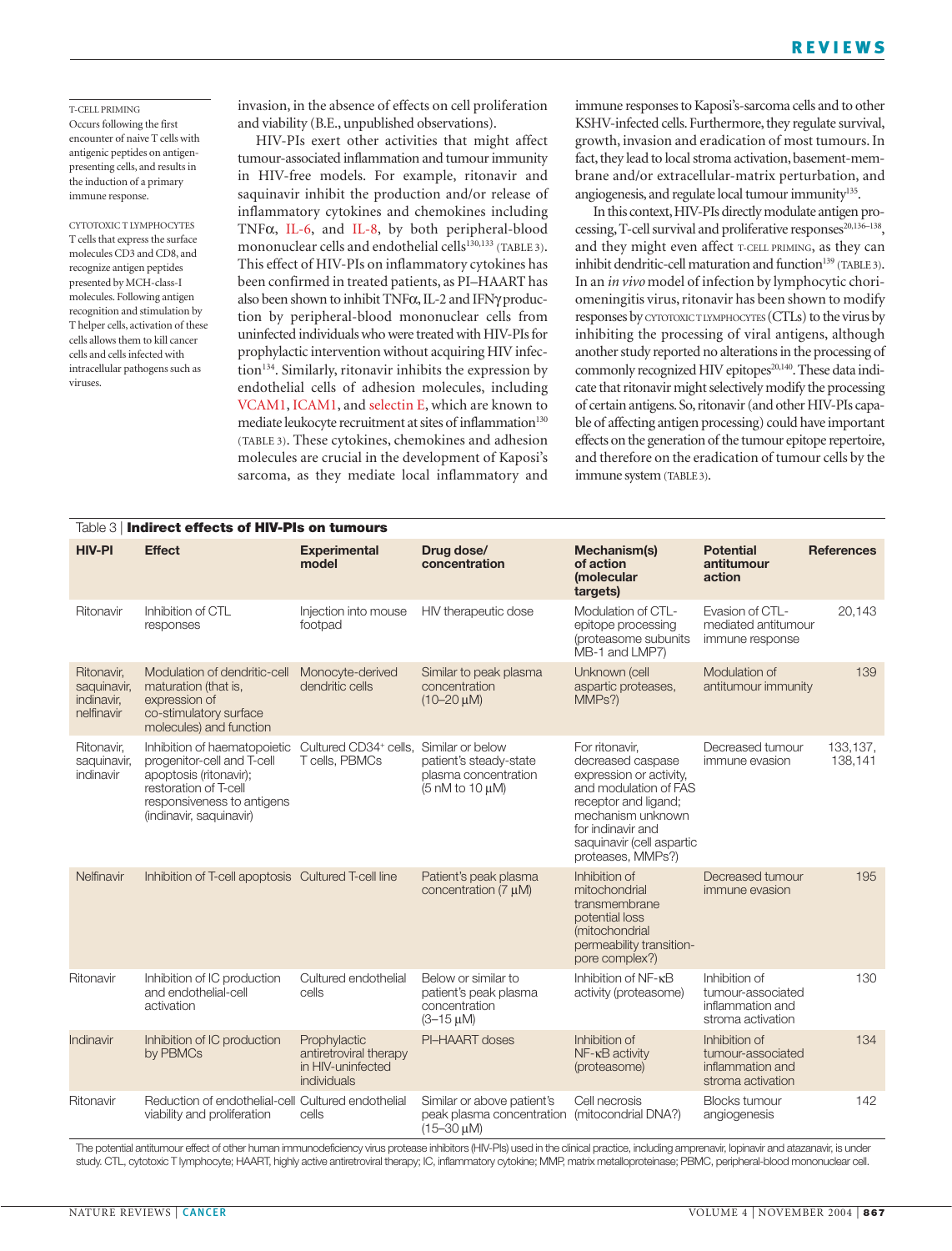T-CELL PRIMING
Occurs following the first encounter of naive T cells with antigenic peptides on antigen-presenting cells, and results in the induction of a primary immune response.

CYTOTOXIC T LYMPHOCYTES
T cells that express the surface molecules CD3 and CD8, and recognize antigen peptides presented by MCH-class-I molecules. Following antigen recognition and stimulation by T helper cells, activation of these cells allows them to kill cancer cells and cells infected with intracellular pathogens such as viruses.

invasion, in the absence of effects on cell proliferation and viability (B.E., unpublished observations).

HIV-PIs exert other activities that might affect tumour-associated inflammation and tumour immunity in HIV-free models. For example, ritonavir and saquinavir inhibit the production and/or release of inflammatory cytokines and chemokines including TNFα, IL-6, and IL-8, by both peripheral-blood mononuclear cells and endothelial cells[130,133] (TABLE 3). This effect of HIV-PIs on inflammatory cytokines has been confirmed in treated patients, as PI–HAART has also been shown to inhibit TNFα, IL-2 and IFNγ production by peripheral-blood mononuclear cells from uninfected individuals who were treated with HIV-PIs for prophylactic intervention without acquiring HIV infection[134]. Similarly, ritonavir inhibits the expression by endothelial cells of adhesion molecules, including VCAM1, ICAM1, and selectin E, which are known to mediate leukocyte recruitment at sites of inflammation[130] (TABLE 3). These cytokines, chemokines and adhesion molecules are crucial in the development of Kaposi's sarcoma, as they mediate local inflammatory and immune responses to Kaposi's-sarcoma cells and to other KSHV-infected cells. Furthermore, they regulate survival, growth, invasion and eradication of most tumours. In fact, they lead to local stroma activation, basement-membrane and/or extracellular-matrix perturbation, and angiogenesis, and regulate local tumour immunity[135].

In this context, HIV-PIs directly modulate antigen processing, T-cell survival and proliferative responses[20,136–138], and they might even affect T-CELL PRIMING, as they can inhibit dendritic-cell maturation and function[139] (TABLE 3). In an *in vivo* model of infection by lymphocytic choriomeningitis virus, ritonavir has been shown to modify responses by CYTOTOXIC T LYMPHOCYTES (CTLs) to the virus by inhibiting the processing of viral antigens, although another study reported no alterations in the processing of commonly recognized HIV epitopes[20,140]. These data indicate that ritonavir might selectively modify the processing of certain antigens. So, ritonavir (and other HIV-PIs capable of affecting antigen processing) could have important effects on the generation of the tumour epitope repertoire, and therefore on the eradication of tumour cells by the immune system (TABLE 3).

Table 3 | **Indirect effects of HIV-PIs on tumours**

| HIV-PI | Effect | Experimental model | Drug dose/ concentration | Mechanism(s) of action (molecular targets) | Potential antitumour action | References |
|---|---|---|---|---|---|---|
| Ritonavir | Inhibition of CTL responses | Injection into mouse footpad | HIV therapeutic dose | Modulation of CTL-epitope processing (proteasome subunits MB-1 and LMP7) | Evasion of CTL-mediated antitumour immune response | 20,143 |
| Ritonavir, saquinavir, indinavir, nelfinavir | Modulation of dendritic-cell maturation (that is, expression of co-stimulatory surface molecules) and function | Monocyte-derived dendritic cells | Similar to peak plasma concentration (10–20 μM) | Unknown (cell aspartic proteases, MMPs?) | Modulation of antitumour immunity | 139 |
| Ritonavir, saquinavir, indinavir | Inhibition of haematopoietic progenitor-cell and T-cell apoptosis (ritonavir); restoration of T-cell responsiveness to antigens (indinavir, saquinavir) | Cultured CD34+ cells, T cells, PBMCs | Similar or below patient's steady-state plasma concentration (5 nM to 10 μM) | For ritonavir, decreased caspase expression or activity, and modulation of FAS receptor and ligand; mechanism unknown for indinavir and saquinavir (cell aspartic proteases, MMPs?) | Decreased tumour immune evasion | 133,137, 138,141 |
| Nelfinavir | Inhibition of T-cell apoptosis | Cultured T-cell line | Patient's peak plasma concentration (7 μM) | Inhibition of mitochondrial transmembrane potential loss (mitochondrial permeability transition-pore complex?) | Decreased tumour immune evasion | 195 |
| Ritonavir | Inhibition of IC production and endothelial-cell activation | Cultured endothelial cells | Below or similar to patient's peak plasma concentration (3–15 μM) | Inhibition of NF-κB activity (proteasome) | Inhibition of tumour-associated inflammation and stroma activation | 130 |
| Indinavir | Inhibition of IC production by PBMCs | Prophylactic antiretroviral therapy in HIV-uninfected individuals | PI–HAART doses | Inhibition of NF-κB activity (proteasome) | Inhibition of tumour-associated inflammation and stroma activation | 134 |
| Ritonavir | Reduction of endothelial-cell viability and proliferation | Cultured endothelial cells | Similar or above patient's peak plasma concentration (15–30 μM) | Cell necrosis (mitochondrial DNA?) | Blocks tumour angiogenesis | 142 |

The potential antitumour effect of other human immunodeficiency virus protease inhibitors (HIV-PIs) used in the clinical practice, including amprenavir, lopinavir and atazanavir, is under study. CTL, cytotoxic T lymphocyte; HAART, highly active antiretroviral therapy; IC, inflammatory cytokine; MMP, matrix metalloproteinase; PBMC, peripheral-blood mononuclear cell.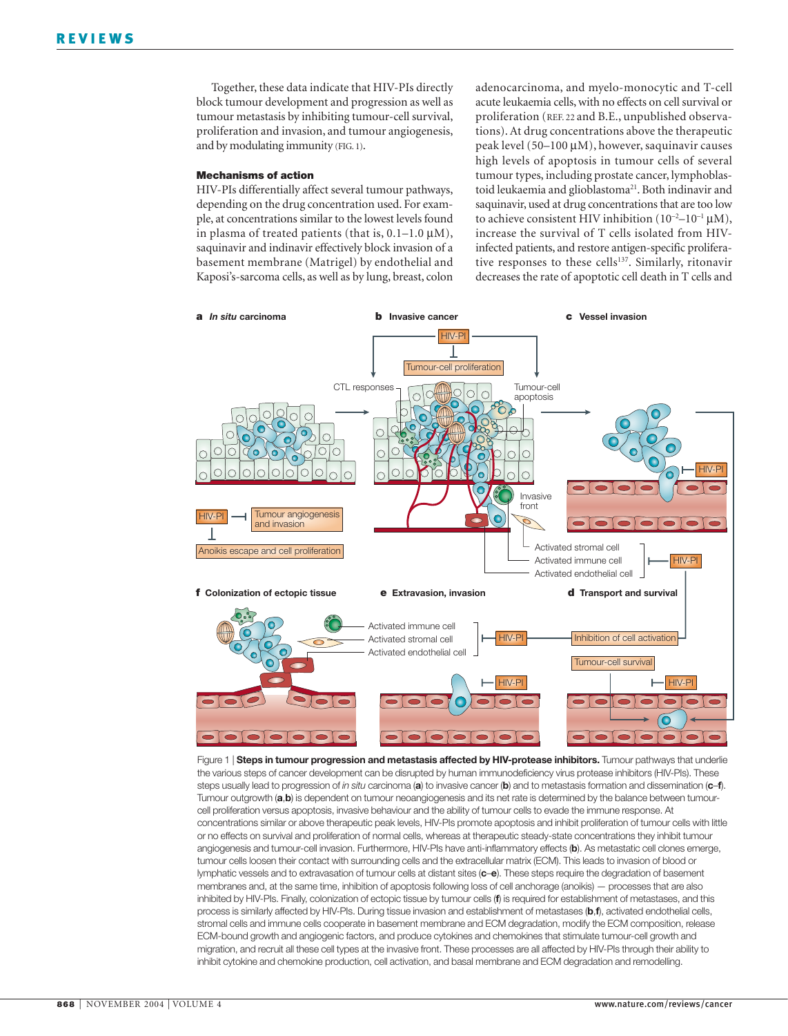Together, these data indicate that HIV-PIs directly block tumour development and progression as well as tumour metastasis by inhibiting tumour-cell survival, proliferation and invasion, and tumour angiogenesis, and by modulating immunity (FIG. 1).

### Mechanisms of action

HIV-PIs differentially affect several tumour pathways, depending on the drug concentration used. For example, at concentrations similar to the lowest levels found in plasma of treated patients (that is, 0.1–1.0 μM), saquinavir and indinavir effectively block invasion of a basement membrane (Matrigel) by endothelial and Kaposi's-sarcoma cells, as well as by lung, breast, colon adenocarcinoma, and myelo-monocytic and T-cell acute leukaemia cells, with no effects on cell survival or proliferation (REF. 22 and B.E., unpublished observations). At drug concentrations above the therapeutic peak level (50–100 μM), however, saquinavir causes high levels of apoptosis in tumour cells of several tumour types, including prostate cancer, lymphoblastoid leukaemia and glioblastoma[21]. Both indinavir and saquinavir, used at drug concentrations that are too low to achieve consistent HIV inhibition ($10^{-2}$–$10^{-1}$ μM), increase the survival of T cells isolated from HIV-infected patients, and restore antigen-specific proliferative responses to these cells[137]. Similarly, ritonavir decreases the rate of apoptotic cell death in T cells and

Figure 1 | **Steps in tumour progression and metastasis affected by HIV-protease inhibitors.** Tumour pathways that underlie the various steps of cancer development can be disrupted by human immunodeficiency virus protease inhibitors (HIV-PIs). These steps usually lead to progression of *in situ* carcinoma (**a**) to invasive cancer (**b**) and to metastasis formation and dissemination (**c**–**f**). Tumour outgrowth (**a**,**b**) is dependent on tumour neoangiogenesis and its net rate is determined by the balance between tumour-cell proliferation versus apoptosis, invasive behaviour and the ability of tumour cells to evade the immune response. At concentrations similar or above therapeutic peak levels, HIV-PIs promote apoptosis and inhibit proliferation of tumour cells with little or no effects on survival and proliferation of normal cells, whereas at therapeutic steady-state concentrations they inhibit tumour angiogenesis and tumour-cell invasion. Furthermore, HIV-PIs have anti-inflammatory effects (**b**). As metastatic cell clones emerge, tumour cells loosen their contact with surrounding cells and the extracellular matrix (ECM). This leads to invasion of blood or lymphatic vessels and to extravasation of tumour cells at distant sites (**c**–**e**). These steps require the degradation of basement membranes and, at the same time, inhibition of apoptosis following loss of cell anchorage (anoikis) — processes that are also inhibited by HIV-PIs. Finally, colonization of ectopic tissue by tumour cells (**f**) is required for establishment of metastases, and this process is similarly affected by HIV-PIs. During tissue invasion and establishment of metastases (**b**,**f**), activated endothelial cells, stromal cells and immune cells cooperate in basement membrane and ECM degradation, modify the ECM composition, release ECM-bound growth and angiogenic factors, and produce cytokines and chemokines that stimulate tumour-cell growth and migration, and recruit all these cell types at the invasive front. These processes are all affected by HIV-PIs through their ability to inhibit cytokine and chemokine production, cell activation, and basal membrane and ECM degradation and remodelling.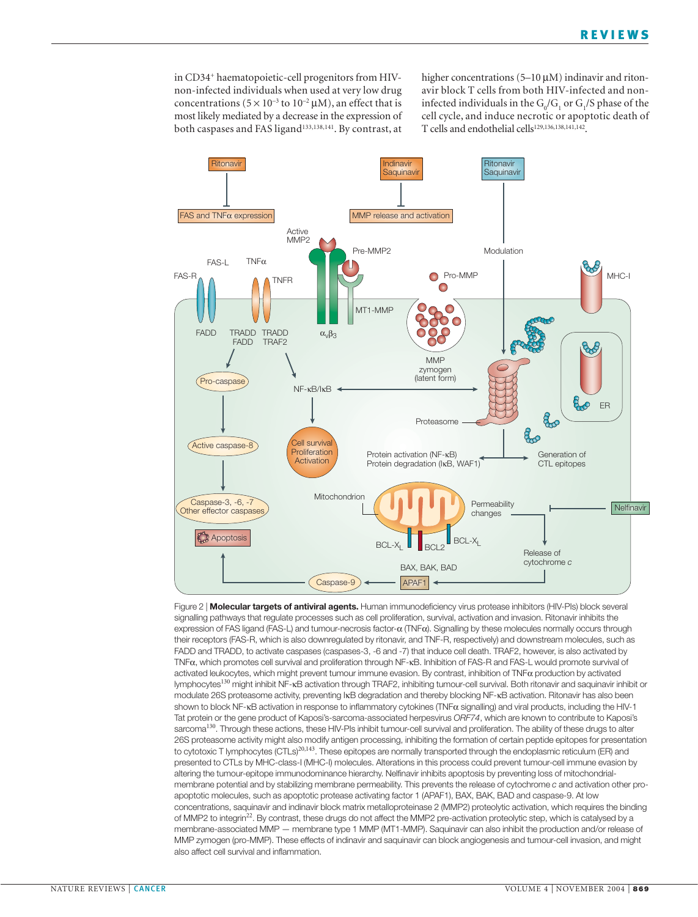in CD34⁺ haematopoietic-cell progenitors from HIV-non-infected individuals when used at very low drug concentrations ($5 \times 10^{-3}$ to $10^{-2}$ μM), an effect that is most likely mediated by a decrease in the expression of both caspases and FAS ligand[133,138,141]. By contrast, at higher concentrations (5–10 μM) indinavir and ritonavir block T cells from both HIV-infected and non-infected individuals in the $G_0/G_1$ or $G_1/S$ phase of the cell cycle, and induce necrotic or apoptotic death of T cells and endothelial cells[129,136,138,141,142].

Figure 2 | **Molecular targets of antiviral agents.** Human immunodeficiency virus protease inhibitors (HIV-PIs) block several signalling pathways that regulate processes such as cell proliferation, survival, activation and invasion. Ritonavir inhibits the expression of FAS ligand (FAS-L) and tumour-necrosis factor-α (TNFα). Signalling by these molecules normally occurs through their receptors (FAS-R, which is also downregulated by ritonavir, and TNF-R, respectively) and downstream molecules, such as FADD and TRADD, to activate caspases (caspases-3, -6 and -7) that induce cell death. TRAF2, however, is also activated by TNFα, which promotes cell survival and proliferation through NF-κB. Inhibition of FAS-R and FAS-L would promote survival of activated leukocytes, which might prevent tumour immune evasion. By contrast, inhibition of TNFα production by activated lymphocytes[130] might inhibit NF-κB activation through TRAF2, inhibiting tumour-cell survival. Both ritonavir and saquinavir inhibit or modulate 26S proteasome activity, preventing IκB degradation and thereby blocking NF-κB activation. Ritonavir has also been shown to block NF-κB activation in response to inflammatory cytokines (TNFα signalling) and viral products, including the HIV-1 Tat protein or the gene product of Kaposi's-sarcoma-associated herpesvirus *ORF74*, which are known to contribute to Kaposi's sarcoma[130]. Through these actions, these HIV-PIs inhibit tumour-cell survival and proliferation. The ability of these drugs to alter 26S proteasome activity might also modify antigen processing, inhibiting the formation of certain peptide epitopes for presentation to cytotoxic T lymphocytes (CTLs)[20,143]. These epitopes are normally transported through the endoplasmic reticulum (ER) and presented to CTLs by MHC-class-I (MHC-I) molecules. Alterations in this process could prevent tumour-cell immune evasion by altering the tumour-epitope immunodominance hierarchy. Nelfinavir inhibits apoptosis by preventing loss of mitochondrial-membrane potential and by stabilizing membrane permeability. This prevents the release of cytochrome *c* and activation other pro-apoptotic molecules, such as apoptotic protease activating factor 1 (APAF1), BAX, BAK, BAD and caspase-9. At low concentrations, saquinavir and indinavir block matrix metalloproteinase 2 (MMP2) proteolytic activation, which requires the binding of MMP2 to integrin[22]. By contrast, these drugs do not affect the MMP2 pre-activation proteolytic step, which is catalysed by a membrane-associated MMP — membrane type 1 MMP (MT1-MMP). Saquinavir can also inhibit the production and/or release of MMP zymogen (pro-MMP). These effects of indinavir and saquinavir can block angiogenesis and tumour-cell invasion, and might also affect cell survival and inflammation.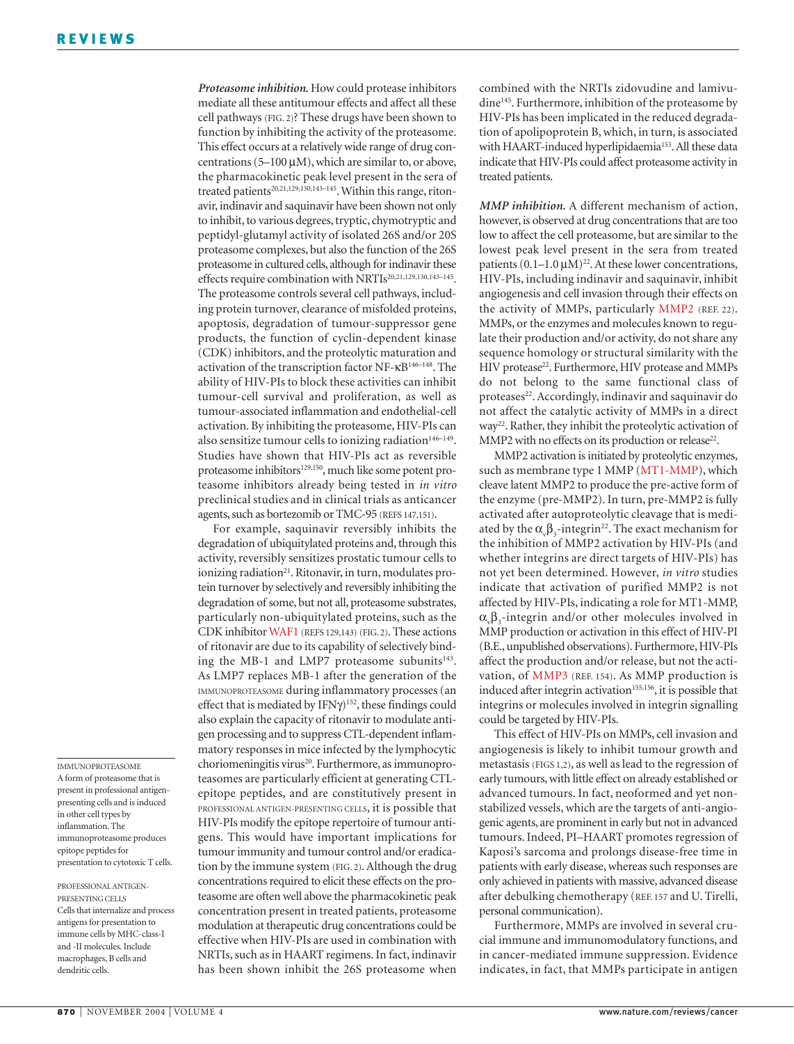***Proteasome inhibition.*** How could protease inhibitors mediate all these antitumour effects and affect all these cell pathways (FIG. 2)? These drugs have been shown to function by inhibiting the activity of the proteasome. This effect occurs at a relatively wide range of drug concentrations (5–100 μM), which are similar to, or above, the pharmacokinetic peak level present in the sera of treated patients[20,21,129,130,143–145]. Within this range, ritonavir, indinavir and saquinavir have been shown not only to inhibit, to various degrees, tryptic, chymotryptic and peptidyl-glutamyl activity of isolated 26S and/or 20S proteasome complexes, but also the function of the 26S proteasome in cultured cells, although for indinavir these effects require combination with NRTIs[20,21,129,130,143–145]. The proteasome controls several cell pathways, including protein turnover, clearance of misfolded proteins, apoptosis, degradation of tumour-suppressor gene products, the function of cyclin-dependent kinase (CDK) inhibitors, and the proteolytic maturation and activation of the transcription factor NF-κB[146–148]. The ability of HIV-PIs to block these activities can inhibit tumour-cell survival and proliferation, as well as tumour-associated inflammation and endothelial-cell activation. By inhibiting the proteasome, HIV-PIs can also sensitize tumour cells to ionizing radiation[146–149]. Studies have shown that HIV-PIs act as reversible proteasome inhibitors[129,150], much like some potent proteasome inhibitors already being tested in *in vitro* preclinical studies and in clinical trials as anticancer agents, such as bortezomib or TMC-95 (REFS 147,151).

For example, saquinavir reversibly inhibits the degradation of ubiquitylated proteins and, through this activity, reversibly sensitizes prostatic tumour cells to ionizing radiation[21]. Ritonavir, in turn, modulates protein turnover by selectively and reversibly inhibiting the degradation of some, but not all, proteasome substrates, particularly non-ubiquitylated proteins, such as the CDK inhibitor WAF1 (REFS 129,143) (FIG. 2). These actions of ritonavir are due to its capability of selectively binding the MB-1 and LMP7 proteasome subunits[143]. As LMP7 replaces MB-1 after the generation of the IMMUNOPROTEASOME during inflammatory processes (an effect that is mediated by IFNγ)[152], these findings could also explain the capacity of ritonavir to modulate antigen processing and to suppress CTL-dependent inflammatory responses in mice infected by the lymphocytic choriomeningitis virus[20]. Furthermore, as immunoproteasomes are particularly efficient at generating CTL-epitope peptides, and are constitutively present in PROFESSIONAL ANTIGEN-PRESENTING CELLS, it is possible that HIV-PIs modify the epitope repertoire of tumour antigens. This would have important implications for tumour immunity and tumour control and/or eradication by the immune system (FIG. 2). Although the drug concentrations required to elicit these effects on the proteasome are often well above the pharmacokinetic peak concentration present in treated patients, proteasome modulation at therapeutic drug concentrations could be effective when HIV-PIs are used in combination with NRTIs, such as in HAART regimens. In fact, indinavir has been shown inhibit the 26S proteasome when combined with the NRTIs zidovudine and lamivudine[145]. Furthermore, inhibition of the proteasome by HIV-PIs has been implicated in the reduced degradation of apolipoprotein B, which, in turn, is associated with HAART-induced hyperlipidaemia[153]. All these data indicate that HIV-PIs could affect proteasome activity in treated patients.

IMMUNOPROTEASOME
A form of proteasome that is present in professional antigen-presenting cells and is induced in other cell types by inflammation. The immunoproteasome produces epitope peptides for presentation to cytotoxic T cells.

PROFESSIONAL ANTIGEN-PRESENTING CELLS
Cells that internalize and process antigens for presentation to immune cells by MHC-class-I and -II molecules. Include macrophages, B cells and dendritic cells.

***MMP inhibition.*** A different mechanism of action, however, is observed at drug concentrations that are too low to affect the cell proteasome, but are similar to the lowest peak level present in the sera from treated patients (0.1–1.0 μM)[22]. At these lower concentrations, HIV-PIs, including indinavir and saquinavir, inhibit angiogenesis and cell invasion through their effects on the activity of MMPs, particularly MMP2 (REF. 22). MMPs, or the enzymes and molecules known to regulate their production and/or activity, do not share any sequence homology or structural similarity with the HIV protease[22]. Furthermore, HIV protease and MMPs do not belong to the same functional class of proteases[22]. Accordingly, indinavir and saquinavir do not affect the catalytic activity of MMPs in a direct way[22]. Rather, they inhibit the proteolytic activation of MMP2 with no effects on its production or release[22].

MMP2 activation is initiated by proteolytic enzymes, such as membrane type 1 MMP (MT1-MMP), which cleave latent MMP2 to produce the pre-active form of the enzyme (pre-MMP2). In turn, pre-MMP2 is fully activated after autoproteolytic cleavage that is mediated by the $\alpha_v\beta_3$-integrin[22]. The exact mechanism for the inhibition of MMP2 activation by HIV-PIs (and whether integrins are direct targets of HIV-PIs) has not yet been determined. However, *in vitro* studies indicate that activation of purified MMP2 is not affected by HIV-PIs, indicating a role for MT1-MMP, $\alpha_v\beta_3$-integrin and/or other molecules involved in MMP production or activation in this effect of HIV-PI (B.E., unpublished observations). Furthermore, HIV-PIs affect the production and/or release, but not the activation, of MMP3 (REF. 154). As MMP production is induced after integrin activation[155,156], it is possible that integrins or molecules involved in integrin signalling could be targeted by HIV-PIs.

This effect of HIV-PIs on MMPs, cell invasion and angiogenesis is likely to inhibit tumour growth and metastasis (FIGS 1,2), as well as lead to the regression of early tumours, with little effect on already established or advanced tumours. In fact, neoformed and yet non-stabilized vessels, which are the targets of anti-angiogenic agents, are prominent in early but not in advanced tumours. Indeed, PI–HAART promotes regression of Kaposi's sarcoma and prolongs disease-free time in patients with early disease, whereas such responses are only achieved in patients with massive, advanced disease after debulking chemotherapy (REF. 157 and U. Tirelli, personal communication).

Furthermore, MMPs are involved in several crucial immune and immunomodulatory functions, and in cancer-mediated immune suppression. Evidence indicates, in fact, that MMPs participate in antigen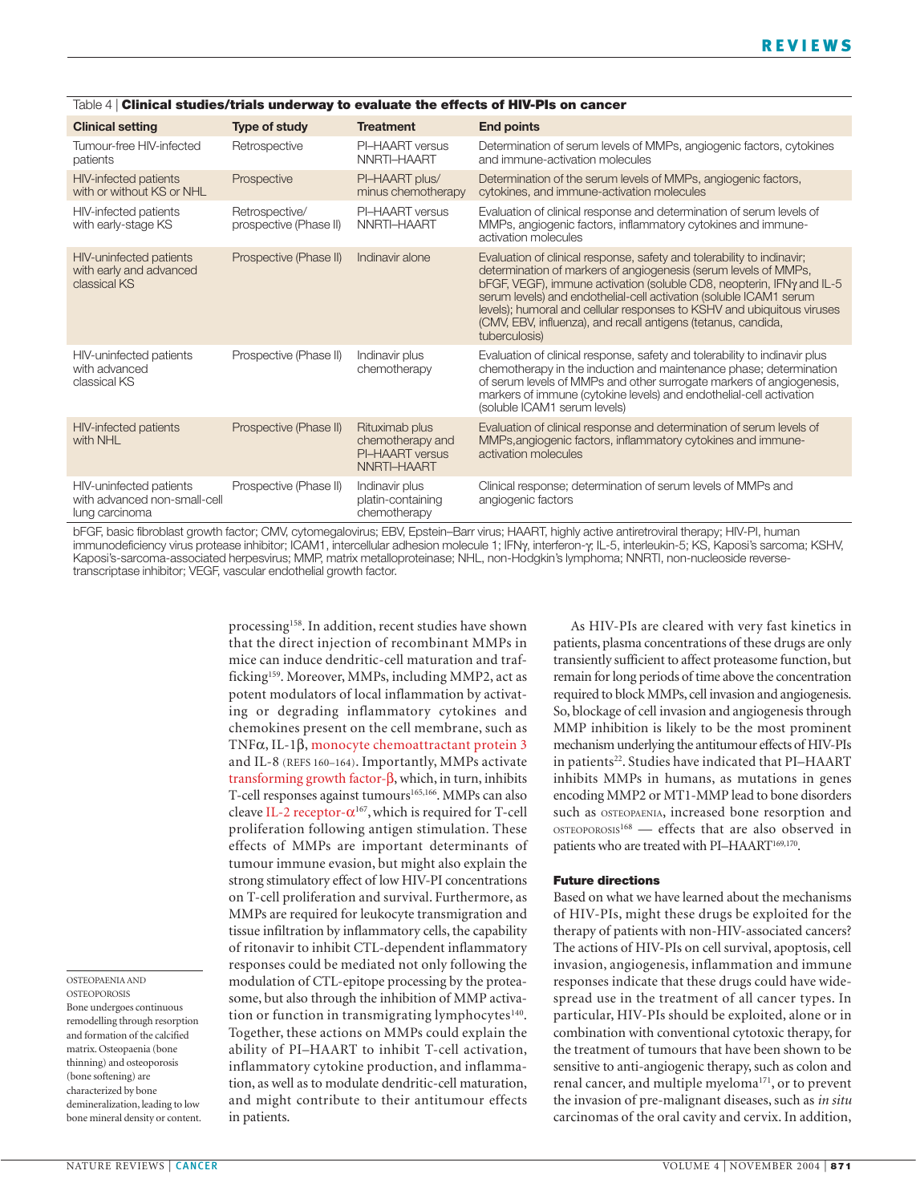Table 4 | **Clinical studies/trials underway to evaluate the effects of HIV-PIs on cancer**

| Clinical setting | Type of study | Treatment | End points |
|---|---|---|---|
| Tumour-free HIV-infected patients | Retrospective | PI–HAART versus NNRTI–HAART | Determination of serum levels of MMPs, angiogenic factors, cytokines and immune-activation molecules |
| HIV-infected patients with or without KS or NHL | Prospective | PI–HAART plus/minus chemotherapy | Determination of the serum levels of MMPs, angiogenic factors, cytokines, and immune-activation molecules |
| HIV-infected patients with early-stage KS | Retrospective/prospective (Phase II) | PI–HAART versus NNRTI–HAART | Evaluation of clinical response and determination of serum levels of MMPs, angiogenic factors, inflammatory cytokines and immune-activation molecules |
| HIV-uninfected patients with early and advanced classical KS | Prospective (Phase II) | Indinavir alone | Evaluation of clinical response, safety and tolerability to indinavir; determination of markers of angiogenesis (serum levels of MMPs, bFGF, VEGF), immune activation (soluble CD8, neopterin, IFNγ and IL-5 serum levels) and endothelial-cell activation (soluble ICAM1 serum levels); humoral and cellular responses to KSHV and ubiquitous viruses (CMV, EBV, influenza), and recall antigens (tetanus, candida, tuberculosis) |
| HIV-uninfected patients with advanced classical KS | Prospective (Phase II) | Indinavir plus chemotherapy | Evaluation of clinical response, safety and tolerability to indinavir plus chemotherapy in the induction and maintenance phase; determination of serum levels of MMPs and other surrogate markers of angiogenesis, markers of immune (cytokine levels) and endothelial-cell activation (soluble ICAM1 serum levels) |
| HIV-infected patients with NHL | Prospective (Phase II) | Rituximab plus chemotherapy and PI–HAART versus NNRTI–HAART | Evaluation of clinical response and determination of serum levels of MMPs,angiogenic factors, inflammatory cytokines and immune-activation molecules |
| HIV-uninfected patients with advanced non-small-cell lung carcinoma | Prospective (Phase II) | Indinavir plus platin-containing chemotherapy | Clinical response; determination of serum levels of MMPs and angiogenic factors |

bFGF, basic fibroblast growth factor; CMV, cytomegalovirus; EBV, Epstein–Barr virus; HAART, highly active antiretroviral therapy; HIV-PI, human immunodeficiency virus protease inhibitor; ICAM1, intercellular adhesion molecule 1; IFNγ, interferon-γ; IL-5, interleukin-5; KS, Kaposi's sarcoma; KSHV, Kaposi's-sarcoma-associated herpesvirus; MMP, matrix metalloproteinase; NHL, non-Hodgkin's lymphoma; NNRTI, non-nucleoside reverse-transcriptase inhibitor; VEGF, vascular endothelial growth factor.

processing[158]. In addition, recent studies have shown that the direct injection of recombinant MMPs in mice can induce dendritic-cell maturation and trafficking[159]. Moreover, MMPs, including MMP2, act as potent modulators of local inflammation by activating or degrading inflammatory cytokines and chemokines present on the cell membrane, such as TNFα, IL-1β, monocyte chemoattractant protein 3 and IL-8 (REFS 160–164). Importantly, MMPs activate transforming growth factor-β, which, in turn, inhibits T-cell responses against tumours[165,166]. MMPs can also cleave IL-2 receptor-α[167], which is required for T-cell proliferation following antigen stimulation. These effects of MMPs are important determinants of tumour immune evasion, but might also explain the strong stimulatory effect of low HIV-PI concentrations on T-cell proliferation and survival. Furthermore, as MMPs are required for leukocyte transmigration and tissue infiltration by inflammatory cells, the capability of ritonavir to inhibit CTL-dependent inflammatory responses could be mediated not only following the modulation of CTL-epitope processing by the proteasome, but also through the inhibition of MMP activation or function in transmigrating lymphocytes[140]. Together, these actions on MMPs could explain the ability of PI–HAART to inhibit T-cell activation, inflammatory cytokine production, and inflammation, as well as to modulate dendritic-cell maturation, and might contribute to their antitumour effects in patients.

As HIV-PIs are cleared with very fast kinetics in patients, plasma concentrations of these drugs are only transiently sufficient to affect proteasome function, but remain for long periods of time above the concentration required to block MMPs, cell invasion and angiogenesis. So, blockage of cell invasion and angiogenesis through MMP inhibition is likely to be the most prominent mechanism underlying the antitumour effects of HIV-PIs in patients[22]. Studies have indicated that PI–HAART inhibits MMPs in humans, as mutations in genes encoding MMP2 or MT1-MMP lead to bone disorders such as OSTEOPAENIA, increased bone resorption and OSTEOPOROSIS[168] — effects that are also observed in patients who are treated with PI–HAART[169,170].

OSTEOPAENIA AND OSTEOPOROSIS
Bone undergoes continuous remodelling through resorption and formation of the calcified matrix. Osteopaenia (bone thinning) and osteoporosis (bone softening) are characterized by bone demineralization, leading to low bone mineral density or content.

### Future directions

Based on what we have learned about the mechanisms of HIV-PIs, might these drugs be exploited for the therapy of patients with non-HIV-associated cancers? The actions of HIV-PIs on cell survival, apoptosis, cell invasion, angiogenesis, inflammation and immune responses indicate that these drugs could have widespread use in the treatment of all cancer types. In particular, HIV-PIs should be exploited, alone or in combination with conventional cytotoxic therapy, for the treatment of tumours that have been shown to be sensitive to anti-angiogenic therapy, such as colon and renal cancer, and multiple myeloma[171], or to prevent the invasion of pre-malignant diseases, such as *in situ* carcinomas of the oral cavity and cervix. In addition,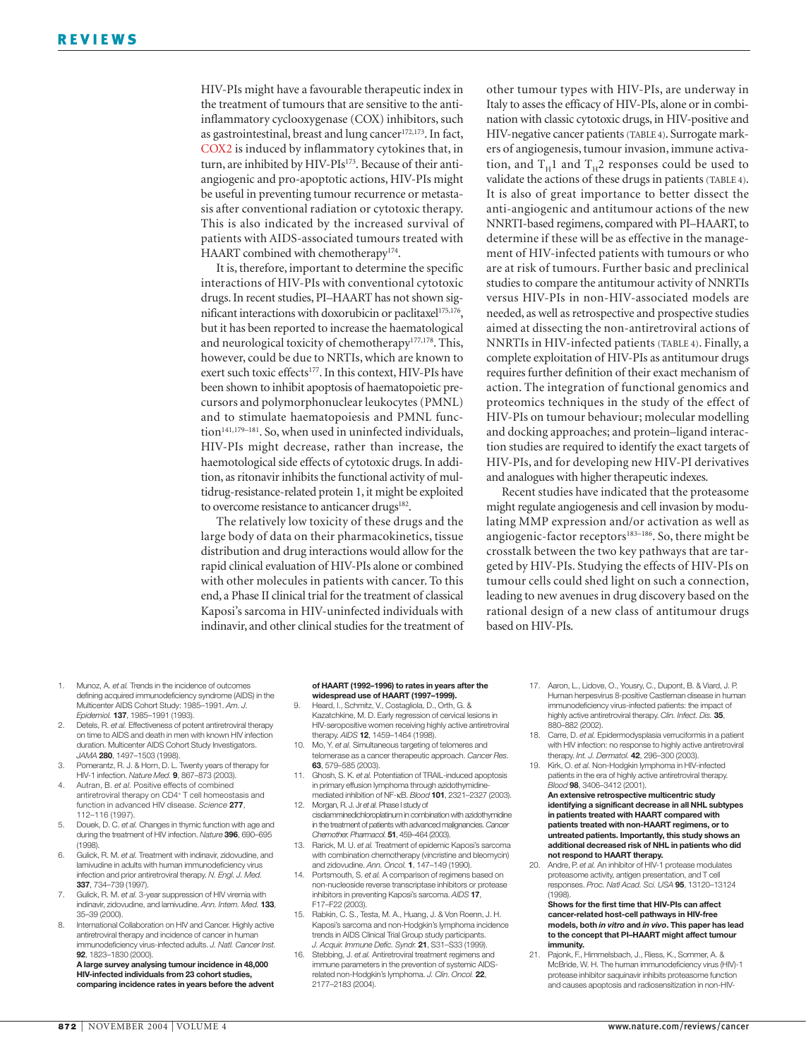HIV-PIs might have a favourable therapeutic index in the treatment of tumours that are sensitive to the anti-inflammatory cyclooxygenase (COX) inhibitors, such as gastrointestinal, breast and lung cancer[172,173]. In fact, COX2 is induced by inflammatory cytokines that, in turn, are inhibited by HIV-PIs[173]. Because of their anti-angiogenic and pro-apoptotic actions, HIV-PIs might be useful in preventing tumour recurrence or metastasis after conventional radiation or cytotoxic therapy. This is also indicated by the increased survival of patients with AIDS-associated tumours treated with HAART combined with chemotherapy[174].

It is, therefore, important to determine the specific interactions of HIV-PIs with conventional cytotoxic drugs. In recent studies, PI–HAART has not shown significant interactions with doxorubicin or paclitaxel[175,176], but it has been reported to increase the haematological and neurological toxicity of chemotherapy[177,178]. This, however, could be due to NRTIs, which are known to exert such toxic effects[177]. In this context, HIV-PIs have been shown to inhibit apoptosis of haematopoietic precursors and polymorphonuclear leukocytes (PMNL) and to stimulate haematopoiesis and PMNL function[141,179–181]. So, when used in uninfected individuals, HIV-PIs might decrease, rather than increase, the haematological side effects of cytotoxic drugs. In addition, as ritonavir inhibits the functional activity of multidrug-resistance-related protein 1, it might be exploited to overcome resistance to anticancer drugs[182].

The relatively low toxicity of these drugs and the large body of data on their pharmacokinetics, tissue distribution and drug interactions would allow for the rapid clinical evaluation of HIV-PIs alone or combined with other molecules in patients with cancer. To this end, a Phase II clinical trial for the treatment of classical Kaposi's sarcoma in HIV-uninfected individuals with indinavir, and other clinical studies for the treatment of other tumour types with HIV-PIs, are underway in Italy to asses the efficacy of HIV-PIs, alone or in combination with classic cytotoxic drugs, in HIV-positive and HIV-negative cancer patients (TABLE 4). Surrogate markers of angiogenesis, tumour invasion, immune activation, and $T_H1$ and $T_H2$ responses could be used to validate the actions of these drugs in patients (TABLE 4). It is also of great importance to better dissect the anti-angiogenic and antitumour actions of the new NNRTI-based regimens, compared with PI–HAART, to determine if these will be as effective in the management of HIV-infected patients with tumours or who are at risk of tumours. Further basic and preclinical studies to compare the antitumour activity of NNRTIs versus HIV-PIs in non-HIV-associated models are needed, as well as retrospective and prospective studies aimed at dissecting the non-antiretroviral actions of NNRTIs in HIV-infected patients (TABLE 4). Finally, a complete exploitation of HIV-PIs as antitumour drugs requires further definition of their exact mechanism of action. The integration of functional genomics and proteomics techniques in the study of the effect of HIV-PIs on tumour behaviour; molecular modelling and docking approaches; and protein–ligand interaction studies are required to identify the exact targets of HIV-PIs, and for developing new HIV-PI derivatives and analogues with higher therapeutic indexes.

Recent studies have indicated that the proteasome might regulate angiogenesis and cell invasion by modulating MMP expression and/or activation as well as angiogenic-factor receptors[183–186]. So, there might be crosstalk between the two key pathways that are targeted by HIV-PIs. Studying the effects of HIV-PIs on tumour cells could shed light on such a connection, leading to new avenues in drug discovery based on the rational design of a new class of antitumour drugs based on HIV-PIs.

1. Munoz, A. *et al.* Trends in the incidence of outcomes defining acquired immunodeficiency syndrome (AIDS) in the Multicenter AIDS Cohort Study: 1985–1991. *Am. J. Epidemiol.* **137**, 1985–1991 (1993).
2. Detels, R. *et al.* Effectiveness of potent antiretroviral therapy on time to AIDS and death in men with known HIV infection duration. Multicenter AIDS Cohort Study Investigators. *JAMA* **280**, 1497–1503 (1998).
3. Pomerantz, R. J. & Horn, D. L. Twenty years of therapy for HIV-1 infection. *Nature Med.* **9**, 867–873 (2003).
4. Autran, B. *et al.* Positive effects of combined antiretroviral therapy on CD4+ T cell homeostasis and function in advanced HIV disease. *Science* **277**, 112–116 (1997).
5. Douek, D. C. *et al.* Changes in thymic function with age and during the treatment of HIV infection. *Nature* **396**, 690–695 (1998).
6. Gulick, R. M. *et al.* Treatment with indinavir, zidovudine, and lamivudine in adults with human immunodeficiency virus infection and prior antiretroviral therapy. *N. Engl. J. Med.* **337**, 734–739 (1997).
7. Gulick, R. M. *et al.* 3-year suppression of HIV viremia with indinavir, zidovudine, and lamivudine. *Ann. Intern. Med.* **133**, 35–39 (2000).
8. International Collaboration on HIV and Cancer. Highly active antiretroviral therapy and incidence of cancer in human immunodeficiency virus-infected adults. *J. Natl. Cancer Inst.* **92**, 1823–1830 (2000).
**A large survey analysing tumour incidence in 48,000 HIV-infected individuals from 23 cohort studies, comparing incidence rates in years before the advent of HAART (1992–1996) to rates in years after the widespread use of HAART (1997–1999).**
9. Heard, I., Schmitz, V., Costagliola, D., Orth, G. & Kazatchkine, M. D. Early regression of cervical lesions in HIV-seropositive women receiving highly active antiretroviral therapy. *AIDS* **12**, 1459–1464 (1998).
10. Mo, Y. *et al.* Simultaneous targeting of telomeres and telomerase as a cancer therapeutic approach. *Cancer Res.* **63**, 579–585 (2003).
11. Ghosh, S. K. *et al.* Potentiation of TRAIL-induced apoptosis in primary effusion lymphoma through azidothymidine-mediated inhibition of NF-κB. *Blood* **101**, 2321–2327 (2003).
12. Morgan, R. J. Jr *et al.* Phase I study of cisdiamminedichloroplatinum in combination with azidothymidine in the treatment of patients with advanced malignancies. *Cancer Chemother. Pharmacol.* **51**, 459–464 (2003).
13. Rarick, M. U. *et al.* Treatment of epidemic Kaposi's sarcoma with combination chemotherapy (vincristine and bleomycin) and zidovudine. *Ann. Oncol.* **1**, 147–149 (1990).
14. Portsmouth, S. *et al.* A comparison of regimens based on non-nucleoside reverse transcriptase inhibitors or protease inhibitors in preventing Kaposi's sarcoma. *AIDS* **17**, F17–F22 (2003).
15. Rabkin, C. S., Testa, M. A., Huang, J. & Von Roenn, J. H. Kaposi's sarcoma and non-Hodgkin's lymphoma incidence trends in AIDS Clinical Trial Group study participants. *J. Acquir. Immune Defic. Syndr.* **21**, S31–S33 (1999).
16. Stebbing, J. *et al.* Antiretroviral treatment regimens and immune parameters in the prevention of systemic AIDS-related non-Hodgkin's lymphoma. *J. Clin. Oncol.* **22**, 2177–2183 (2004).
17. Aaron, L., Lidove, O., Yousry, C., Dupont, B. & Viard, J. P. Human herpesvirus 8-positive Castleman disease in human immunodeficiency virus-infected patients: the impact of highly active antiretroviral therapy. *Clin. Infect. Dis.* **35**, 880–882 (2002).
18. Carre, D. *et al.* Epidermodysplasia verruciformis in a patient with HIV infection: no response to highly active antiretroviral therapy. *Int. J. Dermatol.* **42**, 296–300 (2003).
19. Kirk, O. *et al.* Non-Hodgkin lymphoma in HIV-infected patients in the era of highly active antiretroviral therapy. *Blood* **98**, 3406–3412 (2001).
**An extensive retrospective multicentric study identifying a significant decrease in all NHL subtypes in patients treated with HAART compared with patients treated with non-HAART regimens, or to untreated patients. Importantly, this study shows an additional decreased risk of NHL in patients who did not respond to HAART therapy.**
20. Andre, P. *et al.* An inhibitor of HIV-1 protease modulates proteasome activity, antigen presentation, and T cell responses. *Proc. Natl Acad. Sci. USA* **95**, 13120–13124 (1998).
**Shows for the first time that HIV-PIs can affect cancer-related host-cell pathways in HIV-free models, both *in vitro* and *in vivo*. This paper has lead to the concept that PI–HAART might affect tumour immunity.**
21. Pajonk, F., Himmelsbach, J., Riess, K., Sommer, A. & McBride, W. H. The human immunodeficiency virus (HIV)-1 protease inhibitor saquinavir inhibits proteasome function and causes apoptosis and radiosensitization in non-HIV-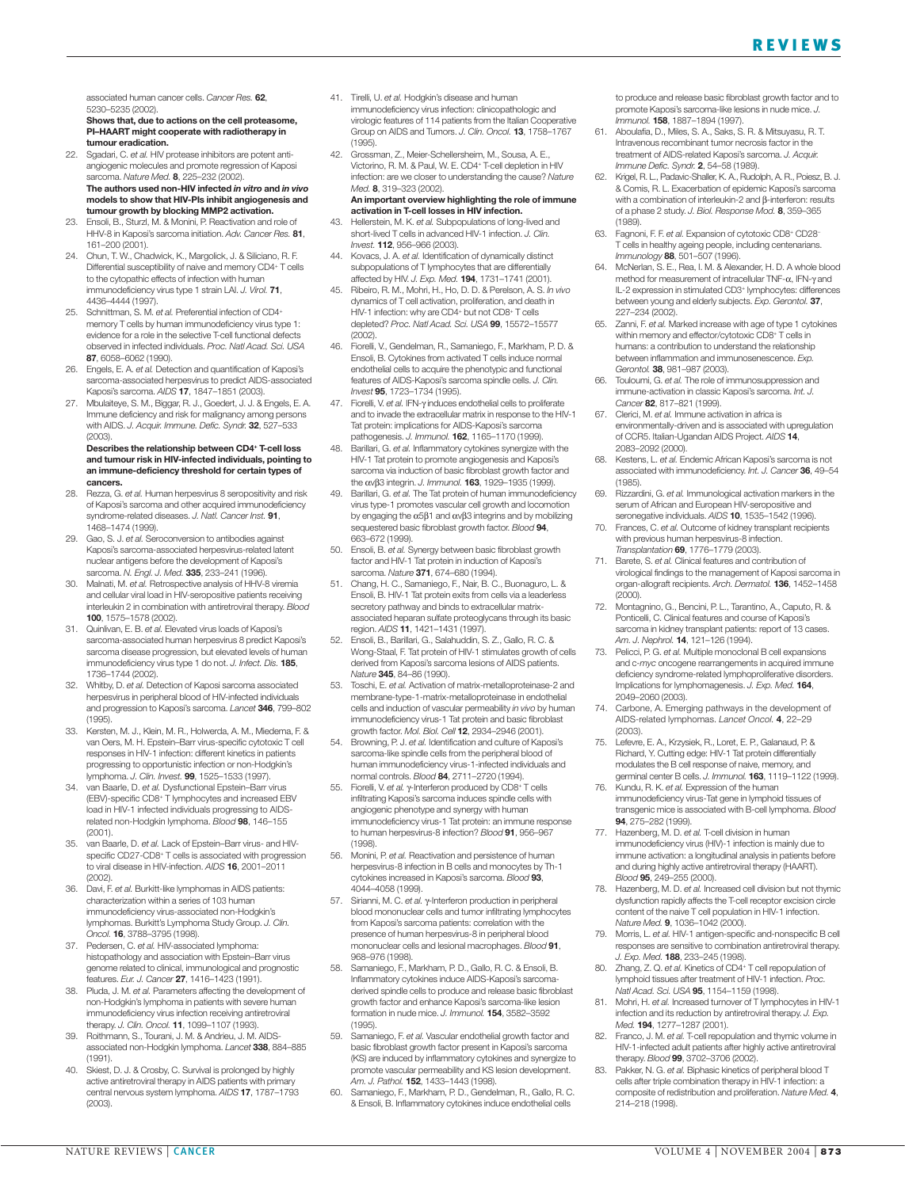associated human cancer cells. *Cancer Res.* **62**, 5230–5235 (2002).
**Shows that, due to actions on the cell proteasome, PI–HAART might cooperate with radiotherapy in tumour eradication.**

22. Sgadari, C. *et al.* HIV protease inhibitors are potent anti-angiogenic molecules and promote regression of Kaposi sarcoma. *Nature Med.* **8**, 225–232 (2002).
**The authors used non-HIV infected *in vitro* and *in vivo* models to show that HIV-PIs inhibit angiogenesis and tumour growth by blocking MMP2 activation.**
23. Ensoli, B., Sturzl, M. & Monini, P. Reactivation and role of HHV-8 in Kaposi's sarcoma initiation. *Adv. Cancer Res.* **81**, 161–200 (2001).
24. Chun, T. W., Chadwick, K., Margolick, J. & Siliciano, R. F. Differential susceptibility of naive and memory CD4+ T cells to the cytopathic effects of infection with human immunodeficiency virus type 1 strain LAI. *J. Virol.* **71**, 4436–4444 (1997).
25. Schnittman, S. M. *et al.* Preferential infection of CD4+ memory T cells by human immunodeficiency virus type 1: evidence for a role in the selective T-cell functional defects observed in infected individuals. *Proc. Natl Acad. Sci. USA* **87**, 6058–6062 (1990).
26. Engels, E. A. *et al.* Detection and quantification of Kaposi's sarcoma-associated herpesvirus to predict AIDS-associated Kaposi's sarcoma. *AIDS* **17**, 1847–1851 (2003).
27. Mbulaiteye, S. M., Biggar, R. J., Goedert, J. J. & Engels, E. A. Immune deficiency and risk for malignancy among persons with AIDS. *J. Acquir. Immune. Defic. Syndr.* **32**, 527–533 (2003).
**Describes the relationship between CD4+ T-cell loss and tumour risk in HIV-infected individuals, pointing to an immune-deficiency threshold for certain types of cancers.**
28. Rezza, G. *et al.* Human herpesvirus 8 seropositivity and risk of Kaposi's sarcoma and other acquired immunodeficiency syndrome-related diseases. *J. Natl. Cancer Inst.* **91**, 1468–1474 (1999).
29. Gao, S. J. *et al.* Seroconversion to antibodies against Kaposi's sarcoma-associated herpesvirus-related latent nuclear antigens before the development of Kaposi's sarcoma. *N. Engl. J. Med.* **335**, 233–241 (1996).
30. Malnati, M. *et al.* Retrospective analysis of HHV-8 viremia and cellular viral load in HIV-seropositive patients receiving interleukin 2 in combination with antiretroviral therapy. *Blood* **100**, 1575–1578 (2002).
31. Quinlivan, E. B. *et al.* Elevated virus loads of Kaposi's sarcoma-associated human herpesvirus 8 predict Kaposi's sarcoma disease progression, but elevated levels of human immunodeficiency virus type 1 do not. *J. Infect. Dis.* **185**, 1736–1744 (2002).
32. Whitby, D. *et al.* Detection of Kaposi sarcoma associated herpesvirus in peripheral blood of HIV-infected individuals and progression to Kaposi's sarcoma. *Lancet* **346**, 799–802 (1995).
33. Kersten, M. J., Klein, M. R., Holwerda, A. M., Miedema, F. & van Oers, M. H. Epstein–Barr virus-specific cytotoxic T cell responses in HIV-1 infection: different kinetics in patients progressing to opportunistic infection or non-Hodgkin's lymphoma. *J. Clin. Invest.* **99**, 1525–1533 (1997).
34. van Baarle, D. *et al.* Dysfunctional Epstein–Barr virus (EBV)-specific CD8+ T lymphocytes and increased EBV load in HIV-1 infected individuals progressing to AIDS-related non-Hodgkin lymphoma. *Blood* **98**, 146–155 (2001).
35. van Baarle, D. *et al.* Lack of Epstein–Barr virus- and HIV-specific CD27-CD8+ T cells is associated with progression to viral disease in HIV-infection. *AIDS* **16**, 2001–2011 (2002).
36. Davi, F. *et al.* Burkitt-like lymphomas in AIDS patients: characterization within a series of 103 human immunodeficiency virus-associated non-Hodgkin's lymphomas. Burkitt's Lymphoma Study Group. *J. Clin. Oncol.* **16**, 3788–3795 (1998).
37. Pedersen, C. *et al.* HIV-associated lymphoma: histopathology and association with Epstein–Barr virus genome related to clinical, immunological and prognostic features. *Eur. J. Cancer* **27**, 1416–1423 (1991).
38. Pluda, J. M. *et al.* Parameters affecting the development of non-Hodgkin's lymphoma in patients with severe human immunodeficiency virus infection receiving antiretroviral therapy. *J. Clin. Oncol.* **11**, 1099–1107 (1993).
39. Roithmann, S., Tourani, J. M. & Andrieu, J. M. AIDS-associated non-Hodgkin lymphoma. *Lancet* **338**, 884–885 (1991).
40. Skiest, D. J. & Crosby, C. Survival is prolonged by highly active antiretroviral therapy in AIDS patients with primary central nervous system lymphoma. *AIDS* **17**, 1787–1793 (2003).
41. Tirelli, U. *et al.* Hodgkin's disease and human immunodeficiency virus infection: clinicopathologic and virologic features of 114 patients from the Italian Cooperative Group on AIDS and Tumors. *J. Clin. Oncol.* **13**, 1758–1767 (1995).
42. Grossman, Z., Meier-Schellersheim, M., Sousa, A. E., Victorino, R. M. & Paul, W. E. CD4+ T-cell depletion in HIV infection: are we closer to understanding the cause? *Nature Med.* **8**, 319–323 (2002).
**An important overview highlighting the role of immune activation in T-cell losses in HIV infection.**
43. Hellerstein, M. K. *et al.* Subpopulations of long-lived and short-lived T cells in advanced HIV-1 infection. *J. Clin. Invest.* **112**, 956–966 (2003).
44. Kovacs, J. A. *et al.* Identification of dynamically distinct subpopulations of T lymphocytes that are differentially affected by HIV. *J. Exp. Med.* **194**, 1731–1741 (2001).
45. Ribeiro, R. M., Mohri, H., Ho, D. D. & Perelson, A. S. *In vivo* dynamics of T cell activation, proliferation, and death in HIV-1 infection: why are CD4+ but not CD8+ T cells depleted? *Proc. Natl Acad. Sci. USA* **99**, 15572–15577 (2002).
46. Fiorelli, V., Gendelman, R., Samaniego, F., Markham, P. D. & Ensoli, B. Cytokines from activated T cells induce normal endothelial cells to acquire the phenotypic and functional features of AIDS-Kaposi's sarcoma spindle cells. *J. Clin. Invest* **95**, 1723–1734 (1995).
47. Fiorelli, V. *et al.* IFN-γ induces endothelial cells to proliferate and to invade the extracellular matrix in response to the HIV-1 Tat protein: implications for AIDS-Kaposi's sarcoma pathogenesis. *J. Immunol.* **162**, 1165–1170 (1999).
48. Barillari, G. *et al.* Inflammatory cytokines synergize with the HIV-1 Tat protein to promote angiogenesis and Kaposi's sarcoma via induction of basic fibroblast growth factor and the αvβ3 integrin. *J. Immunol.* **163**, 1929–1935 (1999).
49. Barillari, G. *et al.* The Tat protein of human immunodeficiency virus type-1 promotes vascular cell growth and locomotion by engaging the α5β1 and αvβ3 integrins and by mobilizing sequestered basic fibroblast growth factor. *Blood* **94**, 663–672 (1999).
50. Ensoli, B. *et al.* Synergy between basic fibroblast growth factor and HIV-1 Tat protein in induction of Kaposi's sarcoma. *Nature* **371**, 674–680 (1994).
51. Chang, H. C., Samaniego, F., Nair, B. C., Buonaguro, L. & Ensoli, B. HIV-1 Tat protein exits from cells via a leaderless secretory pathway and binds to extracellular matrix-associated heparan sulfate proteoglycans through its basic region. *AIDS* **11**, 1421–1431 (1997).
52. Ensoli, B., Barillari, G., Salahuddin, S. Z., Gallo, R. C. & Wong-Staal, F. Tat protein of HIV-1 stimulates growth of cells derived from Kaposi's sarcoma lesions of AIDS patients. *Nature* **345**, 84–86 (1990).
53. Toschi, E. *et al.* Activation of matrix-metalloproteinase-2 and membrane-type-1-matrix-metalloproteinase in endothelial cells and induction of vascular permeability *in vivo* by human immunodeficiency virus-1 Tat protein and basic fibroblast growth factor. *Mol. Biol. Cell* **12**, 2934–2946 (2001).
54. Browning, P. J. *et al.* Identification and culture of Kaposi's sarcoma-like spindle cells from the peripheral blood of human immunodeficiency virus-1-infected individuals and normal controls. *Blood* **84**, 2711–2720 (1994).
55. Fiorelli, V. *et al.* γ-Interferon produced by CD8+ T cells infiltrating Kaposi's sarcoma induces spindle cells with angiogenic phenotype and synergy with human immunodeficiency virus-1 Tat protein: an immune response to human herpesvirus-8 infection? *Blood* **91**, 956–967 (1998).
56. Monini, P. *et al.* Reactivation and persistence of human herpesvirus-8 infection in B cells and monocytes by Th-1 cytokines increased in Kaposi's sarcoma. *Blood* **93**, 4044–4058 (1999).
57. Sirianni, M. C. *et al.* γ-Interferon production in peripheral blood mononuclear cells and tumor infiltrating lymphocytes from Kaposi's sarcoma patients: correlation with the presence of human herpesvirus-8 in peripheral blood mononuclear cells and lesional macrophages. *Blood* **91**, 968–976 (1998).
58. Samaniego, F., Markham, P. D., Gallo, R. C. & Ensoli, B. Inflammatory cytokines induce AIDS-Kaposi's sarcoma-derived spindle cells to produce and release basic fibroblast growth factor and enhance Kaposi's sarcoma-like lesion formation in nude mice. *J. Immunol.* **154**, 3582–3592 (1995).
59. Samaniego, F. *et al.* Vascular endothelial growth factor and basic fibroblast growth factor present in Kaposi's sarcoma (KS) are induced by inflammatory cytokines and synergize to promote vascular permeability and KS lesion development. *Am. J. Pathol.* **152**, 1433–1443 (1998).
60. Samaniego, F., Markham, P. D., Gendelman, R., Gallo, R. C. & Ensoli, B. Inflammatory cytokines induce endothelial cells to produce and release basic fibroblast growth factor and to promote Kaposi's sarcoma-like lesions in nude mice. *J. Immunol.* **158**, 1887–1894 (1997).
61. Aboulafia, D., Miles, S. A., Saks, S. R. & Mitsuyasu, R. T. Intravenous recombinant tumor necrosis factor in the treatment of AIDS-related Kaposi's sarcoma. *J. Acquir. Immune Defic. Syndr.* **2**, 54–58 (1989).
62. Krigel, R. L., Padavic-Shaller, K. A., Rudolph, A. R., Poiesz, B. J. & Comis, R. L. Exacerbation of epidemic Kaposi's sarcoma with a combination of interleukin-2 and β-interferon: results of a phase 2 study. *J. Biol. Response Mod.* **8**, 359–365 (1989).
63. Fagnoni, F. F. *et al.* Expansion of cytotoxic CD8+ CD28− T cells in healthy ageing people, including centenarians. *Immunology* **88**, 501–507 (1996).
64. McNerlan, S. E., Rea, I. M. & Alexander, H. D. A whole blood method for measurement of intracellular TNF-α, IFN-γ and IL-2 expression in stimulated CD3+ lymphocytes: differences between young and elderly subjects. *Exp. Gerontol.* **37**, 227–234 (2002).
65. Zanni, F. *et al.* Marked increase with age of type 1 cytokines within memory and effector/cytotoxic CD8+ T cells in humans: a contribution to understand the relationship between inflammation and immunosenescence. *Exp. Gerontol.* **38**, 981–987 (2003).
66. Touloumi, G. *et al.* The role of immunosuppression and immune-activation in classic Kaposi's sarcoma. *Int. J. Cancer* **82**, 817–821 (1999).
67. Clerici, M. *et al.* Immune activation in africa is environmentally-driven and is associated with upregulation of CCR5. Italian-Ugandan AIDS Project. *AIDS* **14**, 2083–2092 (2000).
68. Kestens, L. *et al.* Endemic African Kaposi's sarcoma is not associated with immunodeficiency. *Int. J. Cancer* **36**, 49–54 (1985).
69. Rizzardini, G. *et al.* Immunological activation markers in the serum of African and European HIV-seropositive and seronegative individuals. *AIDS* **10**, 1535–1542 (1996).
70. Frances, C. *et al.* Outcome of kidney transplant recipients with previous human herpesvirus-8 infection. *Transplantation* **69**, 1776–1779 (2003).
71. Barete, S. *et al.* Clinical features and contribution of virological findings to the management of Kaposi sarcoma in organ-allograft recipients. *Arch. Dermatol.* **136**, 1452–1458 (2000).
72. Montagnino, G., Bencini, P. L., Tarantino, A., Caputo, R. & Ponticelli, C. Clinical features and course of Kaposi's sarcoma in kidney transplant patients: report of 13 cases. *Am. J. Nephrol.* **14**, 121–126 (1994).
73. Pelicci, P. G. *et al.* Multiple monoclonal B cell expansions and c-*myc* oncogene rearrangements in acquired immune deficiency syndrome-related lymphoproliferative disorders. Implications for lymphomagenesis. *J. Exp. Med.* **164**, 2049–2060 (2003).
74. Carbone, A. Emerging pathways in the development of AIDS-related lymphomas. *Lancet Oncol.* **4**, 22–29 (2003).
75. Lefevre, E. A., Krzysiek, R., Loret, E. P., Galanaud, P. & Richard, Y. Cutting edge: HIV-1 Tat protein differentially modulates the B cell response of naive, memory, and germinal center B cells. *J. Immunol.* **163**, 1119–1122 (1999).
76. Kundu, R. K. *et al.* Expression of the human immunodeficiency virus-Tat gene in lymphoid tissues of transgenic mice is associated with B-cell lymphoma. *Blood* **94**, 275–282 (1999).
77. Hazenberg, M. D. *et al.* T-cell division in human immunodeficiency virus (HIV)-1 infection is mainly due to immune activation: a longitudinal analysis in patients before and during highly active antiretroviral therapy (HAART). *Blood* **95**, 249–255 (2000).
78. Hazenberg, M. D. *et al.* Increased cell division but not thymic dysfunction rapidly affects the T-cell receptor excision circle content of the naive T cell population in HIV-1 infection. *Nature Med.* **9**, 1036–1042 (2000).
79. Morris, L. *et al.* HIV-1 antigen-specific and-nonspecific B cell responses are sensitive to combination antiretroviral therapy. *J. Exp. Med.* **188**, 233–245 (1998).
80. Zhang, Z. Q. *et al.* Kinetics of CD4+ T cell repopulation of lymphoid tissues after treatment of HIV-1 infection. *Proc. Natl Acad. Sci. USA* **95**, 1154–1159 (1998).
81. Mohri, H. *et al.* Increased turnover of T lymphocytes in HIV-1 infection and its reduction by antiretroviral therapy. *J. Exp. Med.* **194**, 1277–1287 (2001).
82. Franco, J. M. *et al.* T-cell repopulation and thymic volume in HIV-1-infected adult patients after highly active antiretroviral therapy. *Blood* **99**, 3702–3706 (2002).
83. Pakker, N. G. *et al.* Biphasic kinetics of peripheral blood T cells after triple combination therapy in HIV-1 infection: a composite of redistribution and proliferation. *Nature Med.* **4**, 214–218 (1998).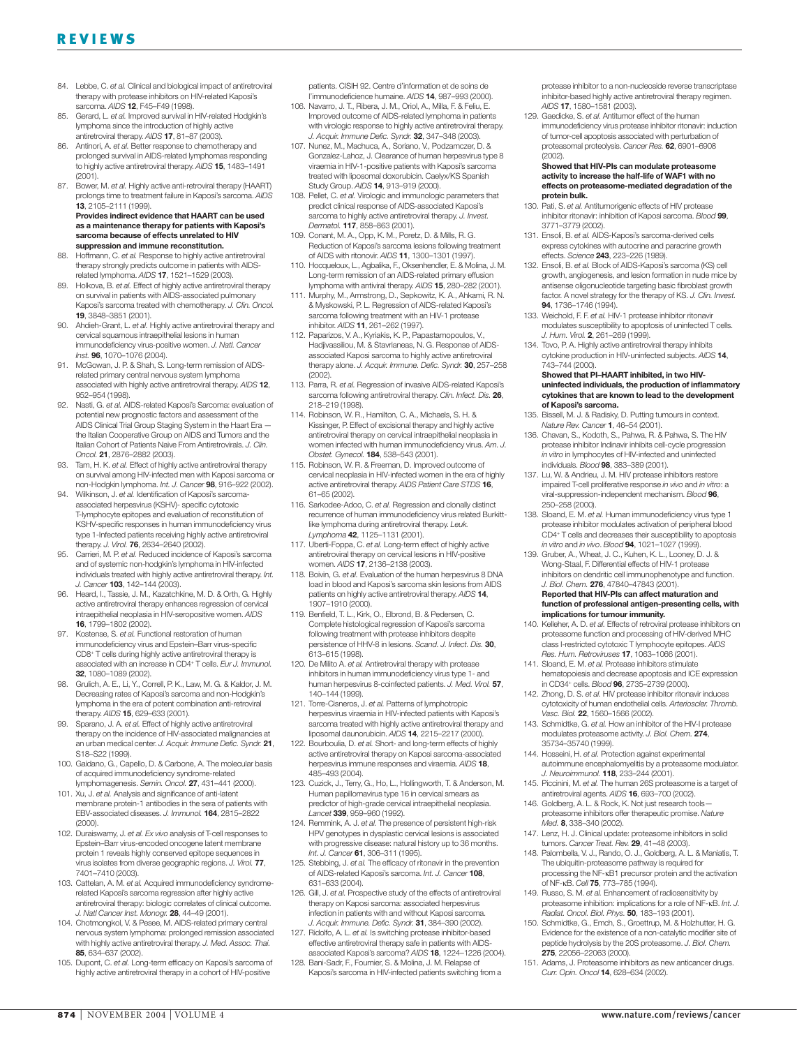84. Lebbe, C. *et al.* Clinical and biological impact of antiretroviral therapy with protease inhibitors on HIV-related Kaposi's sarcoma. *AIDS* **12**, F45–F49 (1998).
85. Gerard, L. *et al.* Improved survival in HIV-related Hodgkin's lymphoma since the introduction of highly active antiretroviral therapy. *AIDS* **17**, 81–87 (2003).
86. Antinori, A. *et al.* Better response to chemotherapy and prolonged survival in AIDS-related lymphomas responding to highly active antiretroviral therapy. *AIDS* **15**, 1483–1491 (2001).
87. Bower, M. *et al.* Highly active anti-retroviral therapy (HAART) prolongs time to treatment failure in Kaposi's sarcoma. *AIDS* **13**, 2105–2111 (1999).
**Provides indirect evidence that HAART can be used as a maintenance therapy for patients with Kaposi's sarcoma because of effects unrelated to HIV suppression and immune reconstitution.**
88. Hoffmann, C. *et al.* Response to highly active antiretroviral therapy strongly predicts outcome in patients with AIDS-related lymphoma. *AIDS* **17**, 1521–1529 (2003).
89. Holkova, B. *et al.* Effect of highly active antiretroviral therapy on survival in patients with AIDS-associated pulmonary Kaposi's sarcoma treated with chemotherapy. *J. Clin. Oncol.* **19**, 3848–3851 (2001).
90. Ahdieh-Grant, L. *et al.* Highly active antiretroviral therapy and cervical squamous intraepithelial lesions in human immunodeficiency virus-positive women. *J. Natl. Cancer Inst.* **96**, 1070–1076 (2004).
91. McGowan, J. P. & Shah, S. Long-term remission of AIDS-related primary central nervous system lymphoma associated with highly active antiretroviral therapy. *AIDS* **12**, 952–954 (1998).
92. Nasti, G. *et al.* AIDS-related Kaposi's Sarcoma: evaluation of potential new prognostic factors and assessment of the AIDS Clinical Trial Group Staging System in the Haart Era — the Italian Cooperative Group on AIDS and Tumors and the Italian Cohort of Patients Naive From Antiretrovirals. *J. Clin. Oncol.* **21**, 2876–2882 (2003).
93. Tam, H. K. *et al.* Effect of highly active antiretroviral therapy on survival among HIV-infected men with Kaposi sarcoma or non-Hodgkin lymphoma. *Int. J. Cancer* **98**, 916–922 (2002).
94. Wilkinson, J. *et al.* Identification of Kaposi's sarcoma-associated herpesvirus (KSHV)- specific cytotoxic T-lymphocyte epitopes and evaluation of reconstitution of KSHV-specific responses in human immunodeficiency virus type 1-Infected patients receiving highly active antiretroviral therapy. *J. Virol.* **76**, 2634–2640 (2002).
95. Carrieri, M. P. *et al.* Reduced incidence of Kaposi's sarcoma and of systemic non-hodgkin's lymphoma in HIV-infected individuals treated with highly active antiretroviral therapy. *Int. J. Cancer* **103**, 142–144 (2003).
96. Heard, I., Tassie, J. M., Kazatchkine, M. D. & Orth, G. Highly active antiretroviral therapy enhances regression of cervical intraepithelial neoplasia in HIV-seropositive women. *AIDS* **16**, 1799–1802 (2002).
97. Kostense, S. *et al.* Functional restoration of human immunodeficiency virus and Epstein–Barr virus-specific CD8+ T cells during highly active antiretroviral therapy is associated with an increase in CD4+ T cells. *Eur J. Immunol.* **32**, 1080–1089 (2002).
98. Grulich, A. E., Li, Y., Correll, P. K., Law, M. G. & Kaldor, J. M. Decreasing rates of Kaposi's sarcoma and non-Hodgkin's lymphoma in the era of potent combination anti-retroviral therapy. *AIDS* **15**, 629–633 (2001).
99. Sparano, J. A. *et al.* Effect of highly active antiretroviral therapy on the incidence of HIV-associated malignancies at an urban medical center. *J. Acquir. Immune Defic. Syndr.* **21**, S18–S22 (1999).
100. Gaidano, G., Capello, D. & Carbone, A. The molecular basis of acquired immunodeficiency syndrome-related lymphomagenesis. *Semin. Oncol.* **27**, 431–441 (2000).
101. Xu, J. *et al.* Analysis and significance of anti-latent membrane protein-1 antibodies in the sera of patients with EBV-associated diseases. *J. Immunol.* **164**, 2815–2822 (2000).
102. Duraiswamy, J. *et al.* *Ex vivo* analysis of T-cell responses to Epstein–Barr virus-encoded oncogene latent membrane protein 1 reveals highly conserved epitope sequences in virus isolates from diverse geographic regions. *J. Virol.* **77**, 7401–7410 (2003).
103. Cattelan, A. M. *et al.* Acquired immunodeficiency syndrome-related Kaposi's sarcoma regression after highly active antiretroviral therapy: biologic correlates of clinical outcome. *J. Natl Cancer Inst. Monogr.* **28**, 44–49 (2001).
104. Chotmongkol, V. & Pesee, M. AIDS-related primary central nervous system lymphoma: prolonged remission associated with highly active antiretroviral therapy. *J. Med. Assoc. Thai.* **85**, 634–637 (2002).
105. Dupont, C. *et al.* Long-term efficacy on Kaposi's sarcoma of highly active antiretroviral therapy in a cohort of HIV-positive patients. CISIH 92. Centre d'information et de soins de l'immunodeficience humaine. *AIDS* **14**, 987–993 (2000).
106. Navarro, J. T., Ribera, J. M., Oriol, A., Milla, F. & Feliu, E. Improved outcome of AIDS-related lymphoma in patients with virologic response to highly active antiretroviral therapy. *J. Acquir. Immune Defic. Syndr.* **32**, 347–348 (2003).
107. Nunez, M., Machuca, A., Soriano, V., Podzamczer, D. & Gonzalez-Lahoz, J. Clearance of human herpesvirus type 8 viraemia in HIV-1-positive patients with Kaposi's sarcoma treated with liposomal doxorubicin. Caelyx/KS Spanish Study Group. *AIDS* **14**, 913–919 (2000).
108. Pellet, C. *et al.* Virologic and immunologic parameters that predict clinical response of AIDS-associated Kaposi's sarcoma to highly active antiretroviral therapy. *J. Invest. Dermatol.* **117**, 858–863 (2001).
109. Conant, M. A., Opp, K. M., Poretz, D. & Mills, R. G. Reduction of Kaposi's sarcoma lesions following treatment of AIDS with ritonovir. *AIDS* **11**, 1300–1301 (1997).
110. Hocqueloux, L., Agbalika, F., Oksenhendler, E. & Molina, J. M. Long-term remission of an AIDS-related primary effusion lymphoma with antiviral therapy. *AIDS* **15**, 280–282 (2001).
111. Murphy, M., Armstrong, D., Sepkowitz, K. A., Ahkami, R. N. & Myskowski, P. L. Regression of AIDS-related Kaposi's sarcoma following treatment with an HIV-1 protease inhibitor. *AIDS* **11**, 261–262 (1997).
112. Paparizos, V. A., Kyriakis, K. P., Papastamopoulos, V., Hadjivassiliou, M. & Stavrianeas, N. G. Response of AIDS-associated Kaposi sarcoma to highly active antiretroviral therapy alone. *J. Acquir. Immune. Defic. Syndr.* **30**, 257–258 (2002).
113. Parra, R. *et al.* Regression of invasive AIDS-related Kaposi's sarcoma following antiretroviral therapy. *Clin. Infect. Dis.* **26**, 218–219 (1998).
114. Robinson, W. R., Hamilton, C. A., Michaels, S. H. & Kissinger, P. Effect of excisional therapy and highly active antiretroviral therapy on cervical intraepithelial neoplasia in women infected with human immunodeficiency virus. *Am. J. Obstet. Gynecol.* **184**, 538–543 (2001).
115. Robinson, W. R. & Freeman, D. Improved outcome of cervical neoplasia in HIV-infected women in the era of highly active antiretroviral therapy. *AIDS Patient Care STDS* **16**, 61–65 (2002).
116. Sarkodee-Adoo, C. *et al.* Regression and clonally distinct recurrence of human immunodeficiency virus related Burkitt-like lymphoma during antiretroviral therapy. *Leuk. Lymphoma* **42**, 1125–1131 (2001).
117. Uberti-Foppa, C. *et al.* Long-term effect of highly active antiretroviral therapy on cervical lesions in HIV-positive women. *AIDS* **17**, 2136–2138 (2003).
118. Boivin, G. *et al.* Evaluation of the human herpesvirus 8 DNA load in blood and Kaposi's sarcoma skin lesions from AIDS patients on highly active antiretroviral therapy. *AIDS* **14**, 1907–1910 (2000).
119. Benfield, T. L., Kirk, O., Elbrond, B. & Pedersen, C. Complete histological regression of Kaposi's sarcoma following treatment with protease inhibitors despite persistence of HHV-8 in lesions. *Scand. J. Infect. Dis.* **30**, 613–615 (1998).
120. De Milito A. *et al.* Antiretroviral therapy with protease inhibitors in human immunodeficiency virus type 1- and human herpesvirus 8-coinfected patients. *J. Med. Virol.* **57**, 140–144 (1999).
121. Torre-Cisneros, J. *et al.* Patterns of lymphotropic herpesvirus viraemia in HIV-infected patients with Kaposi's sarcoma treated with highly active antiretroviral therapy and liposomal daunorubicin. *AIDS* **14**, 2215–2217 (2000).
122. Bourboulia, D. *et al.* Short- and long-term effects of highly active antiretroviral therapy on Kaposi sarcoma-associated herpesvirus immune responses and viraemia. *AIDS* **18**, 485–493 (2004).
123. Cuzick, J., Terry, G., Ho, L., Hollingworth, T. & Anderson, M. Human papillomavirus type 16 in cervical smears as predictor of high-grade cervical intraepithelial neoplasia. *Lancet* **339**, 959–960 (1992).
124. Remmink, A. J. *et al.* The presence of persistent high-risk HPV genotypes in dysplastic cervical lesions is associated with progressive disease: natural history up to 36 months. *Int. J. Cancer* **61**, 306–311 (1995).
125. Stebbing, J. *et al.* The efficacy of ritonavir in the prevention of AIDS-related Kaposi's sarcoma. *Int. J. Cancer* **108**, 631–633 (2004).
126. Gill, J. *et al.* Prospective study of the effects of antiretroviral therapy on Kaposi sarcoma: associated herpesvirus infection in patients with and without Kaposi sarcoma. *J. Acquir. Immune. Defic. Syndr.* **31**, 384–390 (2002).
127. Ridolfo, A. L. *et al.* Is switching protease inhibitor-based effective antiretroviral therapy safe in patients with AIDS-associated Kaposi's sarcoma? *AIDS* **18**, 1224–1226 (2004).
128. Bani-Sadr, F., Fournier, S. & Molina, J. M. Relapse of Kaposi's sarcoma in HIV-infected patients switching from a protease inhibitor to a non-nucleoside reverse transcriptase inhibitor-based highly active antiretroviral therapy regimen. *AIDS* **17**, 1580–1581 (2003).
129. Gaedicke, S. *et al.* Antitumor effect of the human immunodeficiency virus protease inhibitor ritonavir: induction of tumor-cell apoptosis associated with perturbation of proteasomal proteolysis. *Cancer Res.* **62**, 6901–6908 (2002).
**Showed that HIV-PIs can modulate proteasome activity to increase the half-life of WAF1 with no effects on proteasome-mediated degradation of the protein bulk.**
130. Pati, S. *et al.* Antitumorigenic effects of HIV protease inhibitor ritonavir: inhibition of Kaposi sarcoma. *Blood* **99**, 3771–3779 (2002).
131. Ensoli, B. *et al.* AIDS-Kaposi's sarcoma-derived cells express cytokines with autocrine and paracrine growth effects. *Science* **243**, 223–226 (1989).
132. Ensoli, B. *et al.* Block of AIDS-Kaposi's sarcoma (KS) cell growth, angiogenesis, and lesion formation in nude mice by antisense oligonucleotide targeting basic fibroblast growth factor. A novel strategy for the therapy of KS. *J. Clin. Invest.* **94**, 1736–1746 (1994).
133. Weichold, F. F. *et al.* HIV-1 protease inhibitor ritonavir modulates susceptibility to apoptosis of uninfected T cells. *J. Hum. Virol.* **2**, 261–269 (1999).
134. Tovo, P. A. Highly active antiretroviral therapy inhibits cytokine production in HIV-uninfected subjects. *AIDS* **14**, 743–744 (2000).
**Showed that PI–HAART inhibited, in two HIV-uninfected individuals, the production of inflammatory cytokines that are known to lead to the development of Kaposi's sarcoma.**
135. Bissell, M. J. & Radisky, D. Putting tumours in context. *Nature Rev. Cancer* **1**, 46–54 (2001).
136. Chavan, S., Kodoth, S., Pahwa, R. & Pahwa, S. The HIV protease inhibitor Indinavir inhibits cell-cycle progression *in vitro* in lymphocytes of HIV-infected and uninfected individuals. *Blood* **98**, 383–389 (2001).
137. Lu, W. & Andrieu, J. M. HIV protease inhibitors restore impaired T-cell proliferative response *in vivo* and *in vitro*: a viral-suppression-independent mechanism. *Blood* **96**, 250–258 (2000).
138. Sloand, E. M. *et al.* Human immunodeficiency virus type 1 protease inhibitor modulates activation of peripheral blood CD4+ T cells and decreases their susceptibility to apoptosis *in vitro* and *in vivo*. *Blood* **94**, 1021–1027 (1999).
139. Gruber, A., Wheat, J. C., Kuhen, K. L., Looney, D. J. & Wong-Staal, F. Differential effects of HIV-1 protease inhibitors on dendritic cell immunophenotype and function. *J. Biol. Chem.* **276**, 47840–47843 (2001).
**Reported that HIV-PIs can affect maturation and function of professional antigen-presenting cells, with implications for tumour immunity.**
140. Kelleher, A. D. *et al.* Effects of retroviral protease inhibitors on proteasome function and processing of HIV-derived MHC class I-restricted cytotoxic T lymphocyte epitopes. *AIDS Res. Hum. Retroviruses* **17**, 1063–1066 (2001).
141. Sloand, E. M. *et al.* Protease inhibitors stimulate hematopoiesis and decrease apoptosis and ICE expression in CD34+ cells. *Blood* **96**, 2735–2739 (2000).
142. Zhong, D. S. *et al.* HIV protease inhibitor ritonavir induces cytotoxicity of human endothelial cells. *Arterioscler. Thromb. Vasc. Biol.* **22**, 1560–1566 (2002).
143. Schmidtke, G. *et al.* How an inhibitor of the HIV-I protease modulates proteasome activity. *J. Biol. Chem.* **274**, 35734–35740 (1999).
144. Hosseini, H. *et al.* Protection against experimental autoimmune encephalomyelitis by a proteasome modulator. *J. Neuroimmunol.* **118**, 233–244 (2001).
145. Piccinini, M. *et al.* The human 26S proteasome is a target of antiretroviral agents. *AIDS* **16**, 693–700 (2002).
146. Goldberg, A. L. & Rock, K. Not just research tools—proteasome inhibitors offer therapeutic promise. *Nature Med.* **8**, 338–340 (2002).
147. Lenz, H. J. Clinical update: proteasome inhibitors in solid tumors. *Cancer Treat. Rev.* **29**, 41–48 (2003).
148. Palombella, V. J., Rando, O. J., Goldberg, A. L. & Maniatis, T. The ubiquitin-proteasome pathway is required for processing the NF-κB1 precursor protein and the activation of NF-κB. *Cell* **75**, 773–785 (1994).
149. Russo, S. M. *et al.* Enhancement of radiosensitivity by proteasome inhibition: implications for a role of NF-κB. *Int. J. Radiat. Oncol. Biol. Phys.* **50**, 183–193 (2001).
150. Schmidtke, G., Emch, S., Groettrup, M. & Holzhutter, H. G. Evidence for the existence of a non-catalytic modifier site of peptide hydrolysis by the 20S proteasome. *J. Biol. Chem.* **275**, 22056–22063 (2000).
151. Adams, J. Proteasome inhibitors as new anticancer drugs. *Curr. Opin. Oncol* **14**, 628–634 (2002).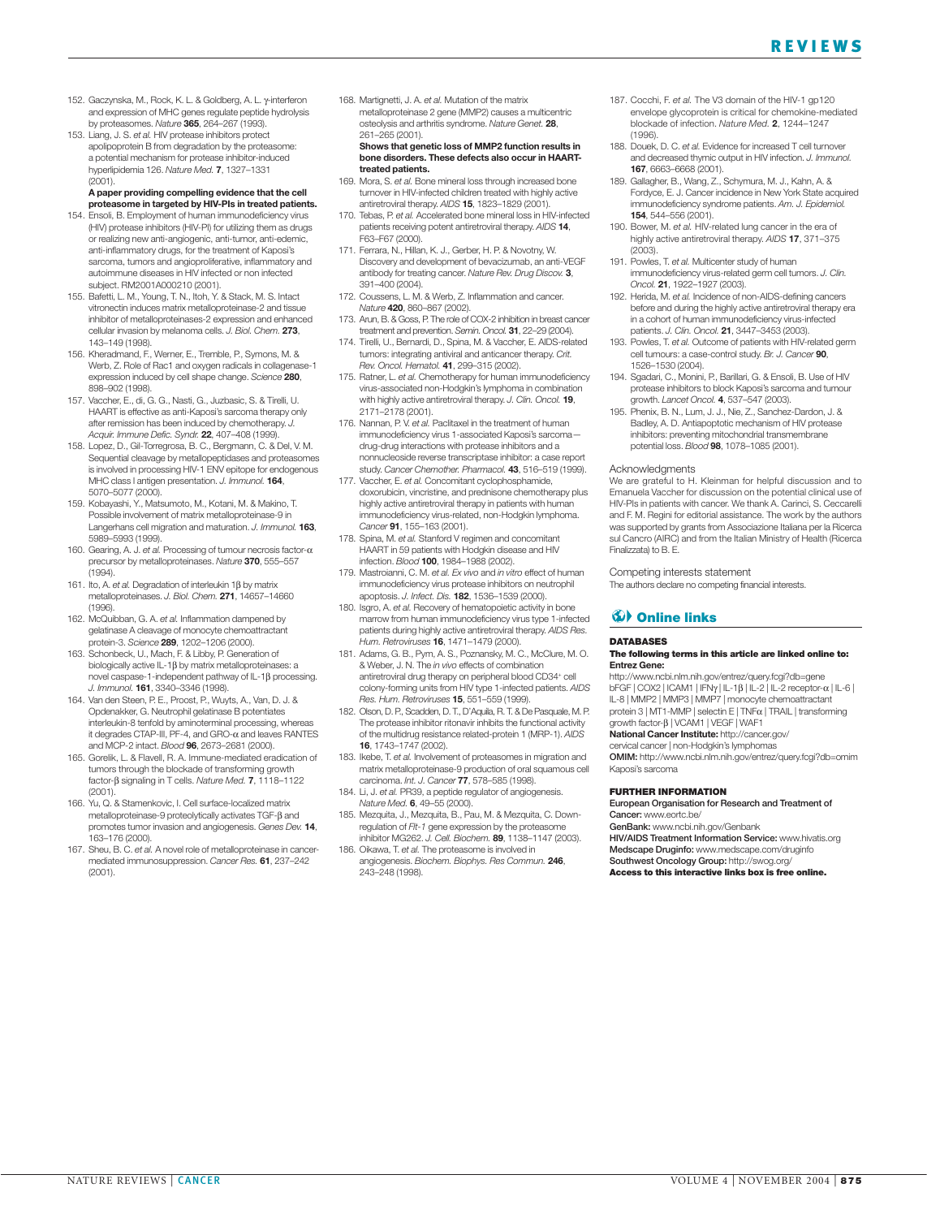152. Gaczynska, M., Rock, K. L. & Goldberg, A. L. γ-interferon and expression of MHC genes regulate peptide hydrolysis by proteasomes. *Nature* **365**, 264–267 (1993).
153. Liang, J. S. *et al.* HIV protease inhibitors protect apolipoprotein B from degradation by the proteasome: a potential mechanism for protease inhibitor-induced hyperlipidemia 126. *Nature Med.* **7**, 1327–1331 (2001).
**A paper providing compelling evidence that the cell proteasome in targeted by HIV-PIs in treated patients.**
154. Ensoli, B. Employment of human immunodeficiency virus (HIV) protease inhibitors (HIV-PI) for utilizing them as drugs or realizing new anti-angiogenic, anti-tumor, anti-edemic, anti-inflammatory drugs, for the treatment of Kaposi's sarcoma, tumors and angioproliferative, inflammatory and autoimmune diseases in HIV infected or non infected subject. RM2001A000210 (2001).
155. Bafetti, L. M., Young, T. N., Itoh, Y. & Stack, M. S. Intact vitronectin induces matrix metalloproteinase-2 and tissue inhibitor of metalloproteinases-2 expression and enhanced cellular invasion by melanoma cells. *J. Biol. Chem.* **273**, 143–149 (1998).
156. Kheradmand, F., Werner, E., Tremble, P., Symons, M. & Werb, Z. Role of Rac1 and oxygen radicals in collagenase-1 expression induced by cell shape change. *Science* **280**, 898–902 (1998).
157. Vaccher, E., di, G. G., Nasti, G., Juzbasic, S. & Tirelli, U. HAART is effective as anti-Kaposi's sarcoma therapy only after remission has been induced by chemotherapy. *J. Acquir. Immune Defic. Syndr.* **22**, 407–408 (1999).
158. Lopez, D., Gil-Torregrosa, B. C., Bergmann, C. & Del, V. M. Sequential cleavage by metallopeptidases and proteasomes is involved in processing HIV-1 ENV epitope for endogenous MHC class I antigen presentation. *J. Immunol.* **164**, 5070–5077 (2000).
159. Kobayashi, Y., Matsumoto, M., Kotani, M. & Makino, T. Possible involvement of matrix metalloproteinase-9 in Langerhans cell migration and maturation. *J. Immunol.* **163**, 5989–5993 (1999).
160. Gearing, A. J. *et al.* Processing of tumour necrosis factor-α precursor by metalloproteinases. *Nature* **370**, 555–557 (1994).
161. Ito, A. *et al.* Degradation of interleukin 1β by matrix metalloproteinases. *J. Biol. Chem.* **271**, 14657–14660 (1996).
162. McQuibban, G. A. *et al.* Inflammation dampened by gelatinase A cleavage of monocyte chemoattractant protein-3. *Science* **289**, 1202–1206 (2000).
163. Schonbeck, U., Mach, F. & Libby, P. Generation of biologically active IL-1β by matrix metalloproteinases: a novel caspase-1-independent pathway of IL-1β processing. *J. Immunol.* **161**, 3340–3346 (1998).
164. Van den Steen, P. E., Proost, P., Wuyts, A., Van, D. J. & Opdenakker, G. Neutrophil gelatinase B potentiates interleukin-8 tenfold by aminoterminal processing, whereas it degrades CTAP-III, PF-4, and GRO-α and leaves RANTES and MCP-2 intact. *Blood* **96**, 2673–2681 (2000).
165. Gorelik, L. & Flavell, R. A. Immune-mediated eradication of tumors through the blockade of transforming growth factor-β signaling in T cells. *Nature Med.* **7**, 1118–1122 (2001).
166. Yu, Q. & Stamenkovic, I. Cell surface-localized matrix metalloproteinase-9 proteolytically activates TGF-β and promotes tumor invasion and angiogenesis. *Genes Dev.* **14**, 163–176 (2000).
167. Sheu, B. C. *et al.* A novel role of metalloproteinase in cancer-mediated immunosuppression. *Cancer Res.* **61**, 237–242 (2001).
168. Martignetti, J. A. *et al.* Mutation of the matrix metalloproteinase 2 gene (MMP2) causes a multicentric osteolysis and arthritis syndrome. *Nature Genet.* **28**, 261–265 (2001).
**Shows that genetic loss of MMP2 function results in bone disorders. These defects also occur in HAART-treated patients.**
169. Mora, S. *et al.* Bone mineral loss through increased bone turnover in HIV-infected children treated with highly active antiretroviral therapy. *AIDS* **15**, 1823–1829 (2001).
170. Tebas, P. *et al.* Accelerated bone mineral loss in HIV-infected patients receiving potent antiretroviral therapy. *AIDS* **14**, F63–F67 (2000).
171. Ferrara, N., Hillan, K. J., Gerber, H. P. & Novotny, W. Discovery and development of bevacizumab, an anti-VEGF antibody for treating cancer. *Nature Rev. Drug Discov.* **3**, 391–400 (2004).
172. Coussens, L. M. & Werb, Z. Inflammation and cancer. *Nature* **420**, 860–867 (2002).
173. Arun, B. & Goss, P. The role of COX-2 inhibition in breast cancer treatment and prevention. *Semin. Oncol.* **31**, 22–29 (2004).
174. Tirelli, U., Bernardi, D., Spina, M. & Vaccher, E. AIDS-related tumors: integrating antiviral and anticancer therapy. *Crit. Rev. Oncol. Hematol.* **41**, 299–315 (2002).
175. Ratner, L. *et al.* Chemotherapy for human immunodeficiency virus-associated non-Hodgkin's lymphoma in combination with highly active antiretroviral therapy. *J. Clin. Oncol.* **19**, 2171–2178 (2001).
176. Nannan, P. V. *et al.* Paclitaxel in the treatment of human immunodeficiency virus 1-associated Kaposi's sarcoma—drug-drug interactions with protease inhibitors and a nonnucleoside reverse transcriptase inhibitor: a case report study. *Cancer Chemother. Pharmacol.* **43**, 516–519 (1999).
177. Vaccher, E. *et al.* Concomitant cyclophosphamide, doxorubicin, vincristine, and prednisone chemotherapy plus highly active antiretroviral therapy in patients with human immunodeficiency virus-related, non-Hodgkin lymphoma. *Cancer* **91**, 155–163 (2001).
178. Spina, M. *et al.* Stanford V regimen and concomitant HAART in 59 patients with Hodgkin disease and HIV infection. *Blood* **100**, 1984–1988 (2002).
179. Mastroianni, C. M. *et al.* *Ex vivo* and *in vitro* effect of human immunodeficiency virus protease inhibitors on neutrophil apoptosis. *J. Infect. Dis.* **182**, 1536–1539 (2000).
180. Isgro, A. *et al.* Recovery of hematopoietic activity in bone marrow from human immunodeficiency virus type 1-infected patients during highly active antiretroviral therapy. *AIDS Res. Hum. Retroviruses* **16**, 1471–1479 (2000).
181. Adams, G. B., Pym, A. S., Poznansky, M. C., McClure, M. O. & Weber, J. N. The *in vivo* effects of combination antiretroviral drug therapy on peripheral blood CD34+ cell colony-forming units from HIV type 1-infected patients. *AIDS Res. Hum. Retroviruses* **15**, 551–559 (1999).
182. Olson, D. P., Scadden, D. T., D'Aquila, R. T. & De Pasquale, M. P. The protease inhibitor ritonavir inhibits the functional activity of the multidrug resistance related-protein 1 (MRP-1). *AIDS* **16**, 1743–1747 (2002).
183. Ikebe, T. *et al.* Involvement of proteasomes in migration and matrix metalloproteinase-9 production of oral squamous cell carcinoma. *Int. J. Cancer* **77**, 578–585 (1998).
184. Li, J. *et al.* PR39, a peptide regulator of angiogenesis. *Nature Med.* **6**, 49–55 (2000).
185. Mezquita, J., Mezquita, B., Pau, M. & Mezquita, C. Down-regulation of *Flt-1* gene expression by the proteasome inhibitor MG262. *J. Cell. Biochem.* **89**, 1138–1147 (2003).
186. Oikawa, T. *et al.* The proteasome is involved in angiogenesis. *Biochem. Biophys. Res Commun.* **246**, 243–248 (1998).
187. Cocchi, F. *et al.* The V3 domain of the HIV-1 gp120 envelope glycoprotein is critical for chemokine-mediated blockade of infection. *Nature Med.* **2**, 1244–1247 (1996).
188. Douek, D. C. *et al.* Evidence for increased T cell turnover and decreased thymic output in HIV infection. *J. Immunol.* **167**, 6663–6668 (2001).
189. Gallagher, B., Wang, Z., Schymura, M. J., Kahn, A. & Fordyce, E. J. Cancer incidence in New York State acquired immunodeficiency syndrome patients. *Am. J. Epidemiol.* **154**, 544–556 (2001).
190. Bower, M. *et al.* HIV-related lung cancer in the era of highly active antiretroviral therapy. *AIDS* **17**, 371–375 (2003).
191. Powles, T. *et al.* Multicenter study of human immunodeficiency virus-related germ cell tumors. *J. Clin. Oncol.* **21**, 1922–1927 (2003).
192. Herida, M. *et al.* Incidence of non-AIDS-defining cancers before and during the highly active antiretroviral therapy era in a cohort of human immunodeficiency virus-infected patients. *J. Clin. Oncol.* **21**, 3447–3453 (2003).
193. Powles, T. *et al.* Outcome of patients with HIV-related germ cell tumours: a case-control study. *Br. J. Cancer* **90**, 1526–1530 (2004).
194. Sgadari, C., Monini, P., Barillari, G. & Ensoli, B. Use of HIV protease inhibitors to block Kaposi's sarcoma and tumour growth. *Lancet Oncol.* **4**, 537–547 (2003).
195. Phenix, B. N., Lum, J. J., Nie, Z., Sanchez-Dardon, J. & Badley, A. D. Antiapoptotic mechanism of HIV protease inhibitors: preventing mitochondrial transmembrane potential loss. *Blood* **98**, 1078–1085 (2001).

## Acknowledgments

We are grateful to H. Kleinman for helpful discussion and to Emanuela Vaccher for discussion on the potential clinical use of HIV-PIs in patients with cancer. We thank A. Carinci, S. Ceccarelli and F. M. Regini for editorial assistance. The work by the authors was supported by grants from Associazione Italiana per la Ricerca sul Cancro (AIRC) and from the Italian Ministry of Health (Ricerca Finalizzata) to B. E.

## Competing interests statement

The authors declare no competing financial interests.

## Online links

### DATABASES

**The following terms in this article are linked online to:**

**Entrez Gene:**
http://www.ncbi.nlm.nih.gov/entrez/query.fcgi?db=gene
bFGF | COX2 | ICAM1 | IFNγ | IL-1β | IL-2 receptor-α | IL-6 | IL-8 | MMP2 | MMP3 | MMP7 | monocyte chemoattractant protein 3 | MT1-MMP | selectin E | TNFα | TRAIL | transforming growth factor-β | VCAM1 | VEGF | WAF1

**National Cancer Institute:** http://cancer.gov/
cervical cancer | non-Hodgkin's lymphomas

**OMIM:** http://www.ncbi.nlm.nih.gov/entrez/query.fcgi?db=omim
Kaposi's sarcoma

### FURTHER INFORMATION

**European Organisation for Research and Treatment of Cancer:** www.eortc.be/
**GenBank:** www.ncbi.nih.gov/Genbank
**HIV/AIDS Treatment Information Service:** www.hivatis.org
**Medscape Druginfo:** www.medscape.com/druginfo
**Southwest Oncology Group:** http://swog.org/
**Access to this interactive links box is free online.**